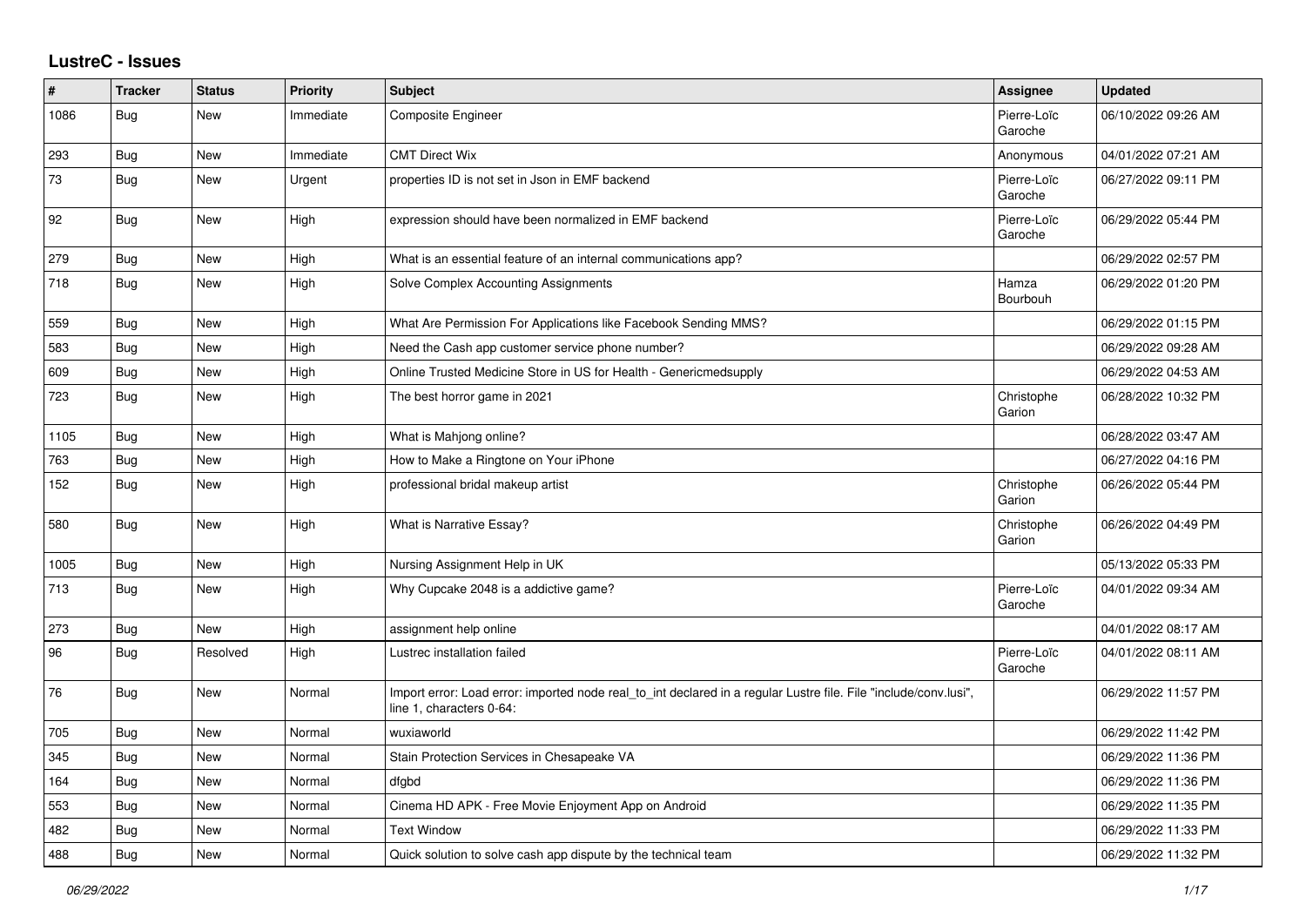# LustreC - Issues

| # | Tracker | Status | Priority | Subject | Assignee | Updated |
|---|---|---|---|---|---|---|
| 1086 | Bug | New | Immediate | Composite Engineer | Pierre-Loïc Garoche | 06/10/2022 09:26 AM |
| 293 | Bug | New | Immediate | CMT Direct Wix | Anonymous | 04/01/2022 07:21 AM |
| 73 | Bug | New | Urgent | properties ID is not set in Json in EMF backend | Pierre-Loïc Garoche | 06/27/2022 09:11 PM |
| 92 | Bug | New | High | expression should have been normalized in EMF backend | Pierre-Loïc Garoche | 06/29/2022 05:44 PM |
| 279 | Bug | New | High | What is an essential feature of an internal communications app? | | 06/29/2022 02:57 PM |
| 718 | Bug | New | High | Solve Complex Accounting Assignments | Hamza Bourbouh | 06/29/2022 01:20 PM |
| 559 | Bug | New | High | What Are Permission For Applications like Facebook Sending MMS? | | 06/29/2022 01:15 PM |
| 583 | Bug | New | High | Need the Cash app customer service phone number? | | 06/29/2022 09:28 AM |
| 609 | Bug | New | High | Online Trusted Medicine Store in US for Health - Genericmedsupply | | 06/29/2022 04:53 AM |
| 723 | Bug | New | High | The best horror game in 2021 | Christophe Garion | 06/28/2022 10:32 PM |
| 1105 | Bug | New | High | What is Mahjong online? | | 06/28/2022 03:47 AM |
| 763 | Bug | New | High | How to Make a Ringtone on Your iPhone | | 06/27/2022 04:16 PM |
| 152 | Bug | New | High | professional bridal makeup artist | Christophe Garion | 06/26/2022 05:44 PM |
| 580 | Bug | New | High | What is Narrative Essay? | Christophe Garion | 06/26/2022 04:49 PM |
| 1005 | Bug | New | High | Nursing Assignment Help in UK | | 05/13/2022 05:33 PM |
| 713 | Bug | New | High | Why Cupcake 2048 is a addictive game? | Pierre-Loïc Garoche | 04/01/2022 09:34 AM |
| 273 | Bug | New | High | assignment help online | | 04/01/2022 08:17 AM |
| 96 | Bug | Resolved | High | Lustrec installation failed | Pierre-Loïc Garoche | 04/01/2022 08:11 AM |
| 76 | Bug | New | Normal | Import error: Load error: imported node real_to_int declared in a regular Lustre file. File "include/conv.lusi", line 1, characters 0-64: | | 06/29/2022 11:57 PM |
| 705 | Bug | New | Normal | wuxiaworld | | 06/29/2022 11:42 PM |
| 345 | Bug | New | Normal | Stain Protection Services in Chesapeake VA | | 06/29/2022 11:36 PM |
| 164 | Bug | New | Normal | dfgbd | | 06/29/2022 11:36 PM |
| 553 | Bug | New | Normal | Cinema HD APK - Free Movie Enjoyment App on Android | | 06/29/2022 11:35 PM |
| 482 | Bug | New | Normal | Text Window | | 06/29/2022 11:33 PM |
| 488 | Bug | New | Normal | Quick solution to solve cash app dispute by the technical team | | 06/29/2022 11:32 PM |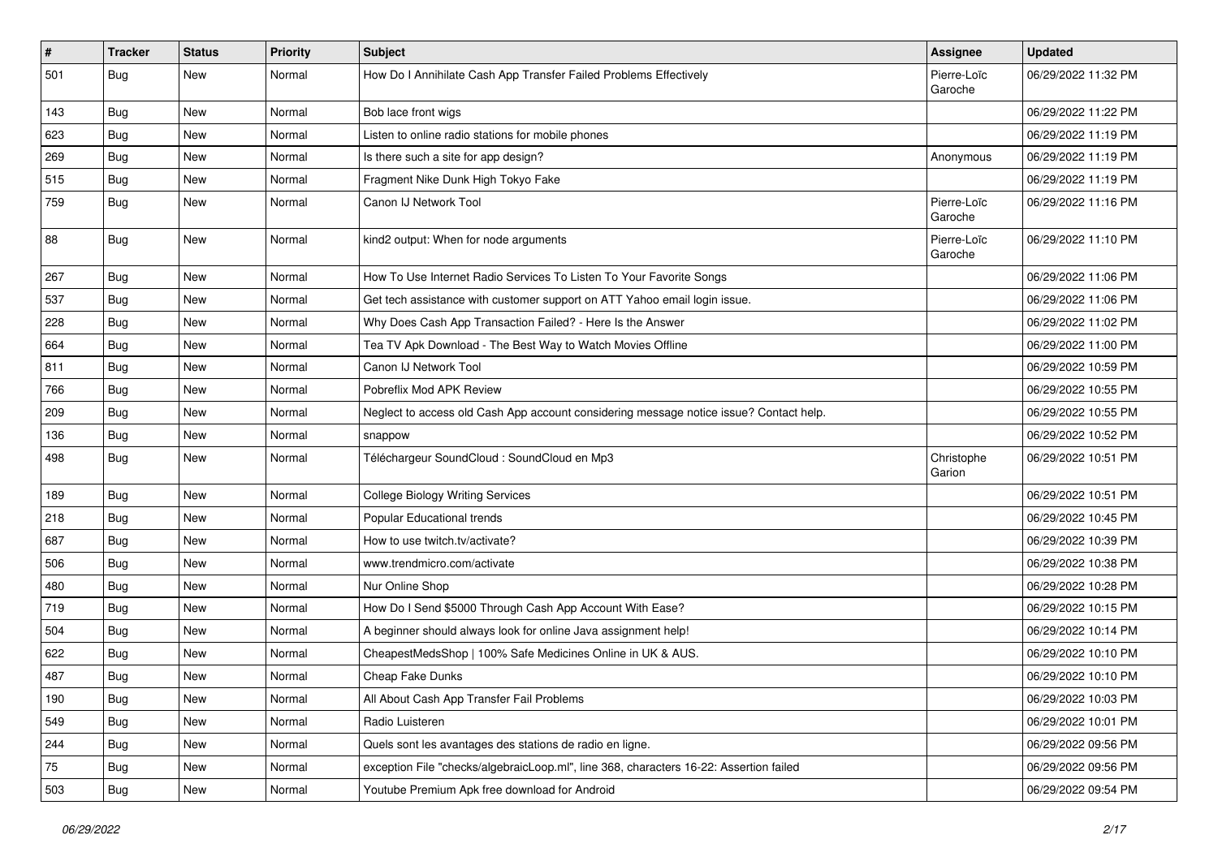| # | Tracker | Status | Priority | Subject | Assignee | Updated |
|---|---|---|---|---|---|---|
| 501 | Bug | New | Normal | How Do I Annihilate Cash App Transfer Failed Problems Effectively | Pierre-Loïc Garoche | 06/29/2022 11:32 PM |
| 143 | Bug | New | Normal | Bob lace front wigs | | 06/29/2022 11:22 PM |
| 623 | Bug | New | Normal | Listen to online radio stations for mobile phones | | 06/29/2022 11:19 PM |
| 269 | Bug | New | Normal | Is there such a site for app design? | Anonymous | 06/29/2022 11:19 PM |
| 515 | Bug | New | Normal | Fragment Nike Dunk High Tokyo Fake | | 06/29/2022 11:19 PM |
| 759 | Bug | New | Normal | Canon IJ Network Tool | Pierre-Loïc Garoche | 06/29/2022 11:16 PM |
| 88 | Bug | New | Normal | kind2 output: When for node arguments | Pierre-Loïc Garoche | 06/29/2022 11:10 PM |
| 267 | Bug | New | Normal | How To Use Internet Radio Services To Listen To Your Favorite Songs | | 06/29/2022 11:06 PM |
| 537 | Bug | New | Normal | Get tech assistance with customer support on ATT Yahoo email login issue. | | 06/29/2022 11:06 PM |
| 228 | Bug | New | Normal | Why Does Cash App Transaction Failed? - Here Is the Answer | | 06/29/2022 11:02 PM |
| 664 | Bug | New | Normal | Tea TV Apk Download - The Best Way to Watch Movies Offline | | 06/29/2022 11:00 PM |
| 811 | Bug | New | Normal | Canon IJ Network Tool | | 06/29/2022 10:59 PM |
| 766 | Bug | New | Normal | Pobreflix Mod APK Review | | 06/29/2022 10:55 PM |
| 209 | Bug | New | Normal | Neglect to access old Cash App account considering message notice issue? Contact help. | | 06/29/2022 10:55 PM |
| 136 | Bug | New | Normal | snappow | | 06/29/2022 10:52 PM |
| 498 | Bug | New | Normal | Téléchargeur SoundCloud : SoundCloud en Mp3 | Christophe Garion | 06/29/2022 10:51 PM |
| 189 | Bug | New | Normal | College Biology Writing Services | | 06/29/2022 10:51 PM |
| 218 | Bug | New | Normal | Popular Educational trends | | 06/29/2022 10:45 PM |
| 687 | Bug | New | Normal | How to use twitch.tv/activate? | | 06/29/2022 10:39 PM |
| 506 | Bug | New | Normal | www.trendmicro.com/activate | | 06/29/2022 10:38 PM |
| 480 | Bug | New | Normal | Nur Online Shop | | 06/29/2022 10:28 PM |
| 719 | Bug | New | Normal | How Do I Send $5000 Through Cash App Account With Ease? | | 06/29/2022 10:15 PM |
| 504 | Bug | New | Normal | A beginner should always look for online Java assignment help! | | 06/29/2022 10:14 PM |
| 622 | Bug | New | Normal | CheapestMedsShop \| 100% Safe Medicines Online in UK & AUS. | | 06/29/2022 10:10 PM |
| 487 | Bug | New | Normal | Cheap Fake Dunks | | 06/29/2022 10:10 PM |
| 190 | Bug | New | Normal | All About Cash App Transfer Fail Problems | | 06/29/2022 10:03 PM |
| 549 | Bug | New | Normal | Radio Luisteren | | 06/29/2022 10:01 PM |
| 244 | Bug | New | Normal | Quels sont les avantages des stations de radio en ligne. | | 06/29/2022 09:56 PM |
| 75 | Bug | New | Normal | exception File "checks/algebraicLoop.ml", line 368, characters 16-22: Assertion failed | | 06/29/2022 09:56 PM |
| 503 | Bug | New | Normal | Youtube Premium Apk free download for Android | | 06/29/2022 09:54 PM |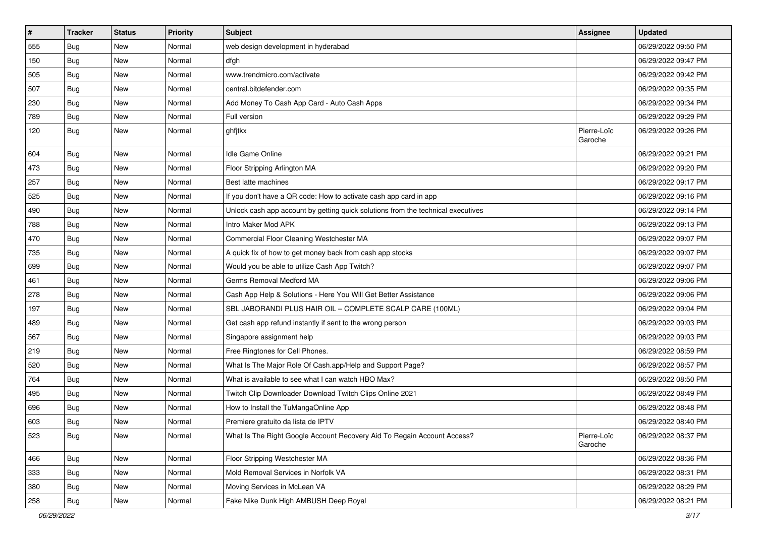| # | Tracker | Status | Priority | Subject | Assignee | Updated |
|---|---|---|---|---|---|---|
| 555 | Bug | New | Normal | web design development in hyderabad | | 06/29/2022 09:50 PM |
| 150 | Bug | New | Normal | dfgh | | 06/29/2022 09:47 PM |
| 505 | Bug | New | Normal | www.trendmicro.com/activate | | 06/29/2022 09:42 PM |
| 507 | Bug | New | Normal | central.bitdefender.com | | 06/29/2022 09:35 PM |
| 230 | Bug | New | Normal | Add Money To Cash App Card - Auto Cash Apps | | 06/29/2022 09:34 PM |
| 789 | Bug | New | Normal | Full version | | 06/29/2022 09:29 PM |
| 120 | Bug | New | Normal | ghfjtkx | Pierre-Loïc Garoche | 06/29/2022 09:26 PM |
| 604 | Bug | New | Normal | Idle Game Online | | 06/29/2022 09:21 PM |
| 473 | Bug | New | Normal | Floor Stripping Arlington MA | | 06/29/2022 09:20 PM |
| 257 | Bug | New | Normal | Best latte machines | | 06/29/2022 09:17 PM |
| 525 | Bug | New | Normal | If you don't have a QR code: How to activate cash app card in app | | 06/29/2022 09:16 PM |
| 490 | Bug | New | Normal | Unlock cash app account by getting quick solutions from the technical executives | | 06/29/2022 09:14 PM |
| 788 | Bug | New | Normal | Intro Maker Mod APK | | 06/29/2022 09:13 PM |
| 470 | Bug | New | Normal | Commercial Floor Cleaning Westchester MA | | 06/29/2022 09:07 PM |
| 735 | Bug | New | Normal | A quick fix of how to get money back from cash app stocks | | 06/29/2022 09:07 PM |
| 699 | Bug | New | Normal | Would you be able to utilize Cash App Twitch? | | 06/29/2022 09:07 PM |
| 461 | Bug | New | Normal | Germs Removal Medford MA | | 06/29/2022 09:06 PM |
| 278 | Bug | New | Normal | Cash App Help & Solutions - Here You Will Get Better Assistance | | 06/29/2022 09:06 PM |
| 197 | Bug | New | Normal | SBL JABORANDI PLUS HAIR OIL – COMPLETE SCALP CARE (100ML) | | 06/29/2022 09:04 PM |
| 489 | Bug | New | Normal | Get cash app refund instantly if sent to the wrong person | | 06/29/2022 09:03 PM |
| 567 | Bug | New | Normal | Singapore assignment help | | 06/29/2022 09:03 PM |
| 219 | Bug | New | Normal | Free Ringtones for Cell Phones. | | 06/29/2022 08:59 PM |
| 520 | Bug | New | Normal | What Is The Major Role Of Cash.app/Help and Support Page? | | 06/29/2022 08:57 PM |
| 764 | Bug | New | Normal | What is available to see what I can watch HBO Max? | | 06/29/2022 08:50 PM |
| 495 | Bug | New | Normal | Twitch Clip Downloader Download Twitch Clips Online 2021 | | 06/29/2022 08:49 PM |
| 696 | Bug | New | Normal | How to Install the TuMangaOnline App | | 06/29/2022 08:48 PM |
| 603 | Bug | New | Normal | Premiere gratuito da lista de IPTV | | 06/29/2022 08:40 PM |
| 523 | Bug | New | Normal | What Is The Right Google Account Recovery Aid To Regain Account Access? | Pierre-Loïc Garoche | 06/29/2022 08:37 PM |
| 466 | Bug | New | Normal | Floor Stripping Westchester MA | | 06/29/2022 08:36 PM |
| 333 | Bug | New | Normal | Mold Removal Services in Norfolk VA | | 06/29/2022 08:31 PM |
| 380 | Bug | New | Normal | Moving Services in McLean VA | | 06/29/2022 08:29 PM |
| 258 | Bug | New | Normal | Fake Nike Dunk High AMBUSH Deep Royal | | 06/29/2022 08:21 PM |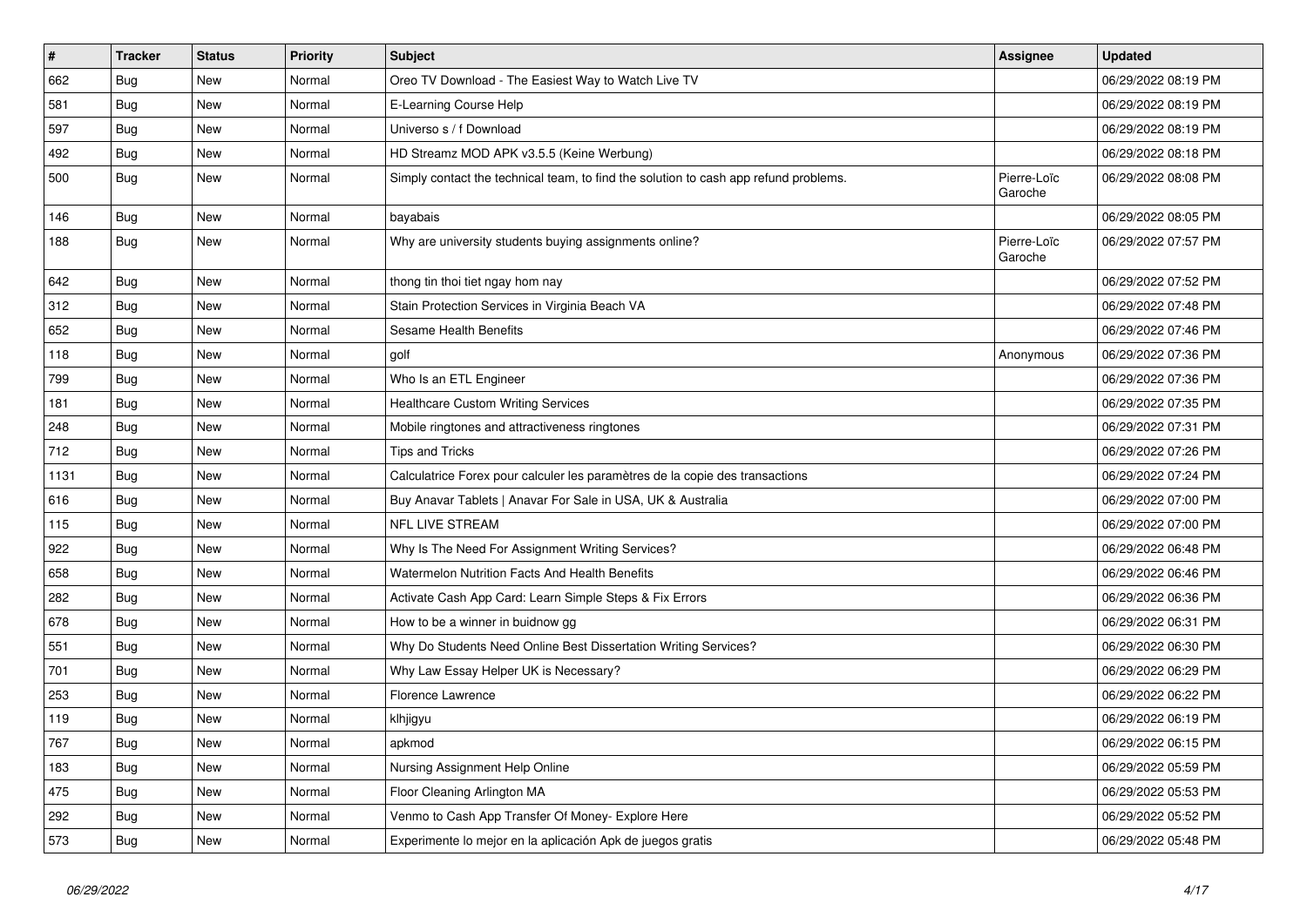| # | Tracker | Status | Priority | Subject | Assignee | Updated |
|---|---|---|---|---|---|---|
| 662 | Bug | New | Normal | Oreo TV Download - The Easiest Way to Watch Live TV | | 06/29/2022 08:19 PM |
| 581 | Bug | New | Normal | E-Learning Course Help | | 06/29/2022 08:19 PM |
| 597 | Bug | New | Normal | Universo s / f Download | | 06/29/2022 08:19 PM |
| 492 | Bug | New | Normal | HD Streamz MOD APK v3.5.5 (Keine Werbung) | | 06/29/2022 08:18 PM |
| 500 | Bug | New | Normal | Simply contact the technical team, to find the solution to cash app refund problems. | Pierre-Loïc Garoche | 06/29/2022 08:08 PM |
| 146 | Bug | New | Normal | bayabais | | 06/29/2022 08:05 PM |
| 188 | Bug | New | Normal | Why are university students buying assignments online? | Pierre-Loïc Garoche | 06/29/2022 07:57 PM |
| 642 | Bug | New | Normal | thong tin thoi tiet ngay hom nay | | 06/29/2022 07:52 PM |
| 312 | Bug | New | Normal | Stain Protection Services in Virginia Beach VA | | 06/29/2022 07:48 PM |
| 652 | Bug | New | Normal | Sesame Health Benefits | | 06/29/2022 07:46 PM |
| 118 | Bug | New | Normal | golf | Anonymous | 06/29/2022 07:36 PM |
| 799 | Bug | New | Normal | Who Is an ETL Engineer | | 06/29/2022 07:36 PM |
| 181 | Bug | New | Normal | Healthcare Custom Writing Services | | 06/29/2022 07:35 PM |
| 248 | Bug | New | Normal | Mobile ringtones and attractiveness ringtones | | 06/29/2022 07:31 PM |
| 712 | Bug | New | Normal | Tips and Tricks | | 06/29/2022 07:26 PM |
| 1131 | Bug | New | Normal | Calculatrice Forex pour calculer les paramètres de la copie des transactions | | 06/29/2022 07:24 PM |
| 616 | Bug | New | Normal | Buy Anavar Tablets \| Anavar For Sale in USA, UK & Australia | | 06/29/2022 07:00 PM |
| 115 | Bug | New | Normal | NFL LIVE STREAM | | 06/29/2022 07:00 PM |
| 922 | Bug | New | Normal | Why Is The Need For Assignment Writing Services? | | 06/29/2022 06:48 PM |
| 658 | Bug | New | Normal | Watermelon Nutrition Facts And Health Benefits | | 06/29/2022 06:46 PM |
| 282 | Bug | New | Normal | Activate Cash App Card: Learn Simple Steps & Fix Errors | | 06/29/2022 06:36 PM |
| 678 | Bug | New | Normal | How to be a winner in buidnow gg | | 06/29/2022 06:31 PM |
| 551 | Bug | New | Normal | Why Do Students Need Online Best Dissertation Writing Services? | | 06/29/2022 06:30 PM |
| 701 | Bug | New | Normal | Why Law Essay Helper UK is Necessary? | | 06/29/2022 06:29 PM |
| 253 | Bug | New | Normal | Florence Lawrence | | 06/29/2022 06:22 PM |
| 119 | Bug | New | Normal | klhjigyu | | 06/29/2022 06:19 PM |
| 767 | Bug | New | Normal | apkmod | | 06/29/2022 06:15 PM |
| 183 | Bug | New | Normal | Nursing Assignment Help Online | | 06/29/2022 05:59 PM |
| 475 | Bug | New | Normal | Floor Cleaning Arlington MA | | 06/29/2022 05:53 PM |
| 292 | Bug | New | Normal | Venmo to Cash App Transfer Of Money- Explore Here | | 06/29/2022 05:52 PM |
| 573 | Bug | New | Normal | Experimente lo mejor en la aplicación Apk de juegos gratis | | 06/29/2022 05:48 PM |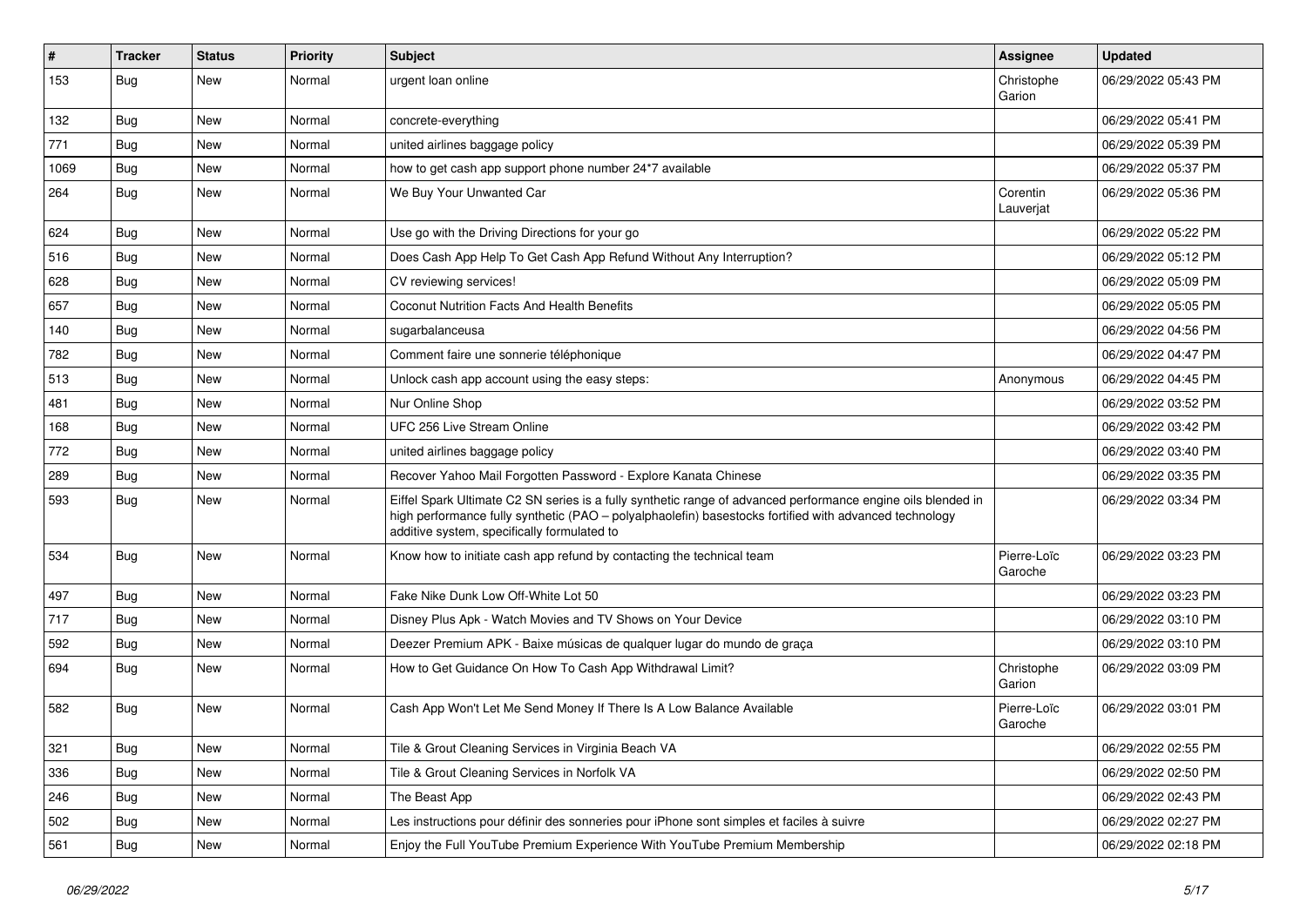| # | Tracker | Status | Priority | Subject | Assignee | Updated |
|---|---|---|---|---|---|---|
| 153 | Bug | New | Normal | urgent loan online | Christophe Garion | 06/29/2022 05:43 PM |
| 132 | Bug | New | Normal | concrete-everything | | 06/29/2022 05:41 PM |
| 771 | Bug | New | Normal | united airlines baggage policy | | 06/29/2022 05:39 PM |
| 1069 | Bug | New | Normal | how to get cash app support phone number 24*7 available | | 06/29/2022 05:37 PM |
| 264 | Bug | New | Normal | We Buy Your Unwanted Car | Corentin Lauverjat | 06/29/2022 05:36 PM |
| 624 | Bug | New | Normal | Use go with the Driving Directions for your go | | 06/29/2022 05:22 PM |
| 516 | Bug | New | Normal | Does Cash App Help To Get Cash App Refund Without Any Interruption? | | 06/29/2022 05:12 PM |
| 628 | Bug | New | Normal | CV reviewing services! | | 06/29/2022 05:09 PM |
| 657 | Bug | New | Normal | Coconut Nutrition Facts And Health Benefits | | 06/29/2022 05:05 PM |
| 140 | Bug | New | Normal | sugarbalanceusa | | 06/29/2022 04:56 PM |
| 782 | Bug | New | Normal | Comment faire une sonnerie téléphonique | | 06/29/2022 04:47 PM |
| 513 | Bug | New | Normal | Unlock cash app account using the easy steps: | Anonymous | 06/29/2022 04:45 PM |
| 481 | Bug | New | Normal | Nur Online Shop | | 06/29/2022 03:52 PM |
| 168 | Bug | New | Normal | UFC 256 Live Stream Online | | 06/29/2022 03:42 PM |
| 772 | Bug | New | Normal | united airlines baggage policy | | 06/29/2022 03:40 PM |
| 289 | Bug | New | Normal | Recover Yahoo Mail Forgotten Password - Explore Kanata Chinese | | 06/29/2022 03:35 PM |
| 593 | Bug | New | Normal | Eiffel Spark Ultimate C2 SN series is a fully synthetic range of advanced performance engine oils blended in high performance fully synthetic (PAO – polyalphaolefin) basestocks fortified with advanced technology additive system, specifically formulated to | | 06/29/2022 03:34 PM |
| 534 | Bug | New | Normal | Know how to initiate cash app refund by contacting the technical team | Pierre-Loïc Garoche | 06/29/2022 03:23 PM |
| 497 | Bug | New | Normal | Fake Nike Dunk Low Off-White Lot 50 | | 06/29/2022 03:23 PM |
| 717 | Bug | New | Normal | Disney Plus Apk - Watch Movies and TV Shows on Your Device | | 06/29/2022 03:10 PM |
| 592 | Bug | New | Normal | Deezer Premium APK - Baixe músicas de qualquer lugar do mundo de graça | | 06/29/2022 03:10 PM |
| 694 | Bug | New | Normal | How to Get Guidance On How To Cash App Withdrawal Limit? | Christophe Garion | 06/29/2022 03:09 PM |
| 582 | Bug | New | Normal | Cash App Won't Let Me Send Money If There Is A Low Balance Available | Pierre-Loïc Garoche | 06/29/2022 03:01 PM |
| 321 | Bug | New | Normal | Tile & Grout Cleaning Services in Virginia Beach VA | | 06/29/2022 02:55 PM |
| 336 | Bug | New | Normal | Tile & Grout Cleaning Services in Norfolk VA | | 06/29/2022 02:50 PM |
| 246 | Bug | New | Normal | The Beast App | | 06/29/2022 02:43 PM |
| 502 | Bug | New | Normal | Les instructions pour définir des sonneries pour iPhone sont simples et faciles à suivre | | 06/29/2022 02:27 PM |
| 561 | Bug | New | Normal | Enjoy the Full YouTube Premium Experience With YouTube Premium Membership | | 06/29/2022 02:18 PM |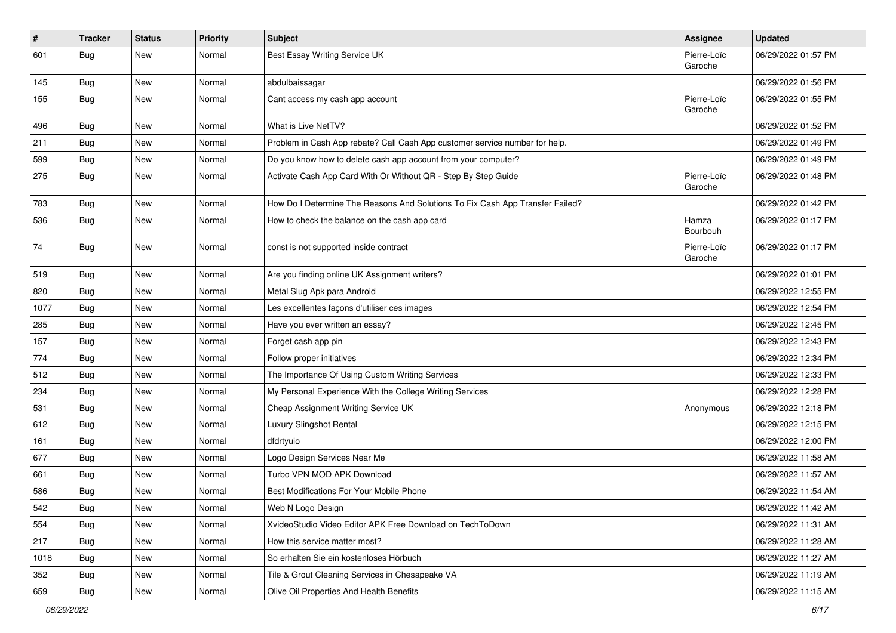| # | Tracker | Status | Priority | Subject | Assignee | Updated |
|---|---|---|---|---|---|---|
| 601 | Bug | New | Normal | Best Essay Writing Service UK | Pierre-Loïc Garoche | 06/29/2022 01:57 PM |
| 145 | Bug | New | Normal | abdulbaissagar | | 06/29/2022 01:56 PM |
| 155 | Bug | New | Normal | Cant access my cash app account | Pierre-Loïc Garoche | 06/29/2022 01:55 PM |
| 496 | Bug | New | Normal | What is Live NetTV? | | 06/29/2022 01:52 PM |
| 211 | Bug | New | Normal | Problem in Cash App rebate? Call Cash App customer service number for help. | | 06/29/2022 01:49 PM |
| 599 | Bug | New | Normal | Do you know how to delete cash app account from your computer? | | 06/29/2022 01:49 PM |
| 275 | Bug | New | Normal | Activate Cash App Card With Or Without QR - Step By Step Guide | Pierre-Loïc Garoche | 06/29/2022 01:48 PM |
| 783 | Bug | New | Normal | How Do I Determine The Reasons And Solutions To Fix Cash App Transfer Failed? | | 06/29/2022 01:42 PM |
| 536 | Bug | New | Normal | How to check the balance on the cash app card | Hamza Bourbouh | 06/29/2022 01:17 PM |
| 74 | Bug | New | Normal | const is not supported inside contract | Pierre-Loïc Garoche | 06/29/2022 01:17 PM |
| 519 | Bug | New | Normal | Are you finding online UK Assignment writers? | | 06/29/2022 01:01 PM |
| 820 | Bug | New | Normal | Metal Slug Apk para Android | | 06/29/2022 12:55 PM |
| 1077 | Bug | New | Normal | Les excellentes façons d'utiliser ces images | | 06/29/2022 12:54 PM |
| 285 | Bug | New | Normal | Have you ever written an essay? | | 06/29/2022 12:45 PM |
| 157 | Bug | New | Normal | Forget cash app pin | | 06/29/2022 12:43 PM |
| 774 | Bug | New | Normal | Follow proper initiatives | | 06/29/2022 12:34 PM |
| 512 | Bug | New | Normal | The Importance Of Using Custom Writing Services | | 06/29/2022 12:33 PM |
| 234 | Bug | New | Normal | My Personal Experience With the College Writing Services | | 06/29/2022 12:28 PM |
| 531 | Bug | New | Normal | Cheap Assignment Writing Service UK | Anonymous | 06/29/2022 12:18 PM |
| 612 | Bug | New | Normal | Luxury Slingshot Rental | | 06/29/2022 12:15 PM |
| 161 | Bug | New | Normal | dfdrtyuio | | 06/29/2022 12:00 PM |
| 677 | Bug | New | Normal | Logo Design Services Near Me | | 06/29/2022 11:58 AM |
| 661 | Bug | New | Normal | Turbo VPN MOD APK Download | | 06/29/2022 11:57 AM |
| 586 | Bug | New | Normal | Best Modifications For Your Mobile Phone | | 06/29/2022 11:54 AM |
| 542 | Bug | New | Normal | Web N Logo Design | | 06/29/2022 11:42 AM |
| 554 | Bug | New | Normal | XvideoStudio Video Editor APK Free Download on TechToDown | | 06/29/2022 11:31 AM |
| 217 | Bug | New | Normal | How this service matter most? | | 06/29/2022 11:28 AM |
| 1018 | Bug | New | Normal | So erhalten Sie ein kostenloses Hörbuch | | 06/29/2022 11:27 AM |
| 352 | Bug | New | Normal | Tile & Grout Cleaning Services in Chesapeake VA | | 06/29/2022 11:19 AM |
| 659 | Bug | New | Normal | Olive Oil Properties And Health Benefits | | 06/29/2022 11:15 AM |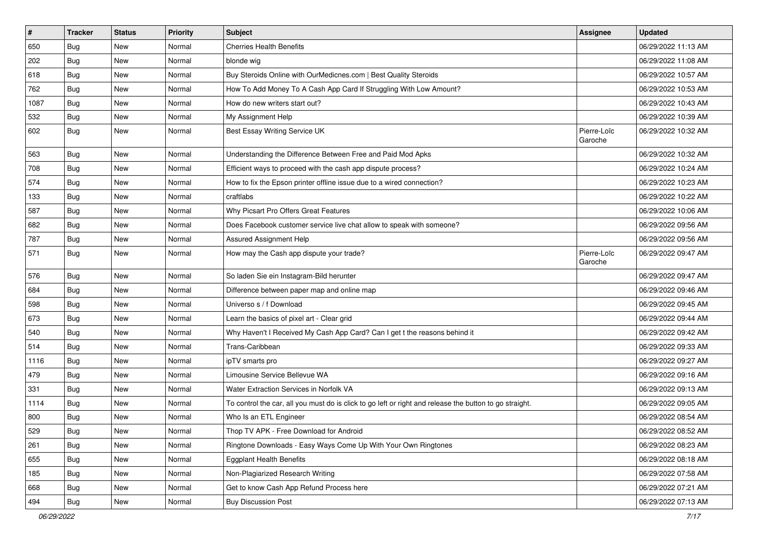| # | Tracker | Status | Priority | Subject | Assignee | Updated |
|---|---|---|---|---|---|---|
| 650 | Bug | New | Normal | Cherries Health Benefits | | 06/29/2022 11:13 AM |
| 202 | Bug | New | Normal | blonde wig | | 06/29/2022 11:08 AM |
| 618 | Bug | New | Normal | Buy Steroids Online with OurMedicnes.com \| Best Quality Steroids | | 06/29/2022 10:57 AM |
| 762 | Bug | New | Normal | How To Add Money To A Cash App Card If Struggling With Low Amount? | | 06/29/2022 10:53 AM |
| 1087 | Bug | New | Normal | How do new writers start out? | | 06/29/2022 10:43 AM |
| 532 | Bug | New | Normal | My Assignment Help | | 06/29/2022 10:39 AM |
| 602 | Bug | New | Normal | Best Essay Writing Service UK | Pierre-Loïc Garoche | 06/29/2022 10:32 AM |
| 563 | Bug | New | Normal | Understanding the Difference Between Free and Paid Mod Apks | | 06/29/2022 10:32 AM |
| 708 | Bug | New | Normal | Efficient ways to proceed with the cash app dispute process? | | 06/29/2022 10:24 AM |
| 574 | Bug | New | Normal | How to fix the Epson printer offline issue due to a wired connection? | | 06/29/2022 10:23 AM |
| 133 | Bug | New | Normal | craftlabs | | 06/29/2022 10:22 AM |
| 587 | Bug | New | Normal | Why Picsart Pro Offers Great Features | | 06/29/2022 10:06 AM |
| 682 | Bug | New | Normal | Does Facebook customer service live chat allow to speak with someone? | | 06/29/2022 09:56 AM |
| 787 | Bug | New | Normal | Assured Assignment Help | | 06/29/2022 09:56 AM |
| 571 | Bug | New | Normal | How may the Cash app dispute your trade? | Pierre-Loïc Garoche | 06/29/2022 09:47 AM |
| 576 | Bug | New | Normal | So laden Sie ein Instagram-Bild herunter | | 06/29/2022 09:47 AM |
| 684 | Bug | New | Normal | Difference between paper map and online map | | 06/29/2022 09:46 AM |
| 598 | Bug | New | Normal | Universo s / f Download | | 06/29/2022 09:45 AM |
| 673 | Bug | New | Normal | Learn the basics of pixel art - Clear grid | | 06/29/2022 09:44 AM |
| 540 | Bug | New | Normal | Why Haven't I Received My Cash App Card? Can I get t the reasons behind it | | 06/29/2022 09:42 AM |
| 514 | Bug | New | Normal | Trans-Caribbean | | 06/29/2022 09:33 AM |
| 1116 | Bug | New | Normal | ipTV smarts pro | | 06/29/2022 09:27 AM |
| 479 | Bug | New | Normal | Limousine Service Bellevue WA | | 06/29/2022 09:16 AM |
| 331 | Bug | New | Normal | Water Extraction Services in Norfolk VA | | 06/29/2022 09:13 AM |
| 1114 | Bug | New | Normal | To control the car, all you must do is click to go left or right and release the button to go straight. | | 06/29/2022 09:05 AM |
| 800 | Bug | New | Normal | Who Is an ETL Engineer | | 06/29/2022 08:54 AM |
| 529 | Bug | New | Normal | Thop TV APK - Free Download for Android | | 06/29/2022 08:52 AM |
| 261 | Bug | New | Normal | Ringtone Downloads - Easy Ways Come Up With Your Own Ringtones | | 06/29/2022 08:23 AM |
| 655 | Bug | New | Normal | Eggplant Health Benefits | | 06/29/2022 08:18 AM |
| 185 | Bug | New | Normal | Non-Plagiarized Research Writing | | 06/29/2022 07:58 AM |
| 668 | Bug | New | Normal | Get to know Cash App Refund Process here | | 06/29/2022 07:21 AM |
| 494 | Bug | New | Normal | Buy Discussion Post | | 06/29/2022 07:13 AM |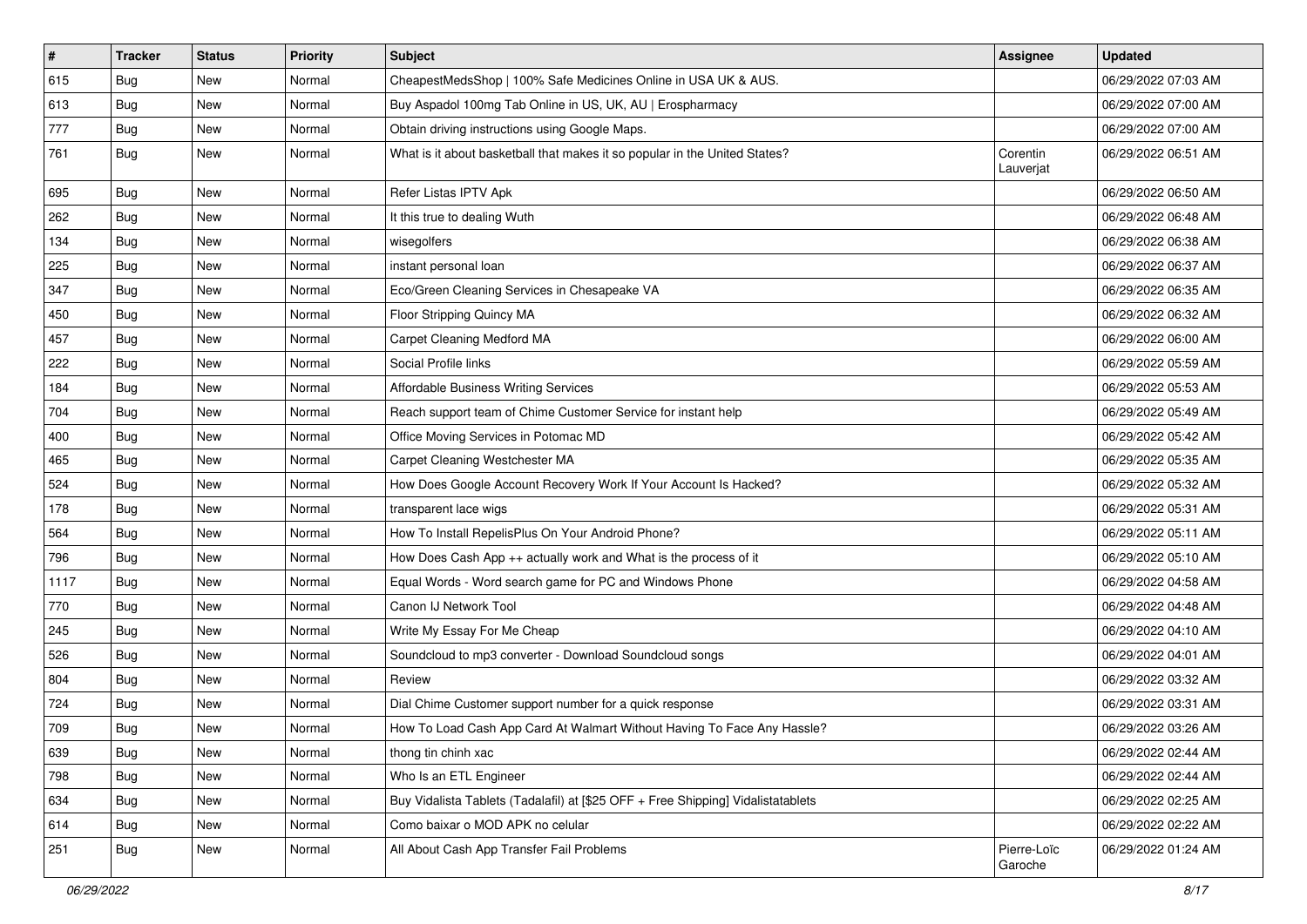| # | Tracker | Status | Priority | Subject | Assignee | Updated |
|---|---|---|---|---|---|---|
| 615 | Bug | New | Normal | CheapestMedsShop \| 100% Safe Medicines Online in USA UK & AUS. | | 06/29/2022 07:03 AM |
| 613 | Bug | New | Normal | Buy Aspadol 100mg Tab Online in US, UK, AU \| Erospharmacy | | 06/29/2022 07:00 AM |
| 777 | Bug | New | Normal | Obtain driving instructions using Google Maps. | | 06/29/2022 07:00 AM |
| 761 | Bug | New | Normal | What is it about basketball that makes it so popular in the United States? | Corentin Lauverjat | 06/29/2022 06:51 AM |
| 695 | Bug | New | Normal | Refer Listas IPTV Apk | | 06/29/2022 06:50 AM |
| 262 | Bug | New | Normal | It this true to dealing Wuth | | 06/29/2022 06:48 AM |
| 134 | Bug | New | Normal | wisegolfers | | 06/29/2022 06:38 AM |
| 225 | Bug | New | Normal | instant personal loan | | 06/29/2022 06:37 AM |
| 347 | Bug | New | Normal | Eco/Green Cleaning Services in Chesapeake VA | | 06/29/2022 06:35 AM |
| 450 | Bug | New | Normal | Floor Stripping Quincy MA | | 06/29/2022 06:32 AM |
| 457 | Bug | New | Normal | Carpet Cleaning Medford MA | | 06/29/2022 06:00 AM |
| 222 | Bug | New | Normal | Social Profile links | | 06/29/2022 05:59 AM |
| 184 | Bug | New | Normal | Affordable Business Writing Services | | 06/29/2022 05:53 AM |
| 704 | Bug | New | Normal | Reach support team of Chime Customer Service for instant help | | 06/29/2022 05:49 AM |
| 400 | Bug | New | Normal | Office Moving Services in Potomac MD | | 06/29/2022 05:42 AM |
| 465 | Bug | New | Normal | Carpet Cleaning Westchester MA | | 06/29/2022 05:35 AM |
| 524 | Bug | New | Normal | How Does Google Account Recovery Work If Your Account Is Hacked? | | 06/29/2022 05:32 AM |
| 178 | Bug | New | Normal | transparent lace wigs | | 06/29/2022 05:31 AM |
| 564 | Bug | New | Normal | How To Install RepelisPlus On Your Android Phone? | | 06/29/2022 05:11 AM |
| 796 | Bug | New | Normal | How Does Cash App ++ actually work and What is the process of it | | 06/29/2022 05:10 AM |
| 1117 | Bug | New | Normal | Equal Words - Word search game for PC and Windows Phone | | 06/29/2022 04:58 AM |
| 770 | Bug | New | Normal | Canon IJ Network Tool | | 06/29/2022 04:48 AM |
| 245 | Bug | New | Normal | Write My Essay For Me Cheap | | 06/29/2022 04:10 AM |
| 526 | Bug | New | Normal | Soundcloud to mp3 converter - Download Soundcloud songs | | 06/29/2022 04:01 AM |
| 804 | Bug | New | Normal | Review | | 06/29/2022 03:32 AM |
| 724 | Bug | New | Normal | Dial Chime Customer support number for a quick response | | 06/29/2022 03:31 AM |
| 709 | Bug | New | Normal | How To Load Cash App Card At Walmart Without Having To Face Any Hassle? | | 06/29/2022 03:26 AM |
| 639 | Bug | New | Normal | thong tin chinh xac | | 06/29/2022 02:44 AM |
| 798 | Bug | New | Normal | Who Is an ETL Engineer | | 06/29/2022 02:44 AM |
| 634 | Bug | New | Normal | Buy Vidalista Tablets (Tadalafil) at [$25 OFF + Free Shipping] Vidalistatablets | | 06/29/2022 02:25 AM |
| 614 | Bug | New | Normal | Como baixar o MOD APK no celular | | 06/29/2022 02:22 AM |
| 251 | Bug | New | Normal | All About Cash App Transfer Fail Problems | Pierre-Loïc Garoche | 06/29/2022 01:24 AM |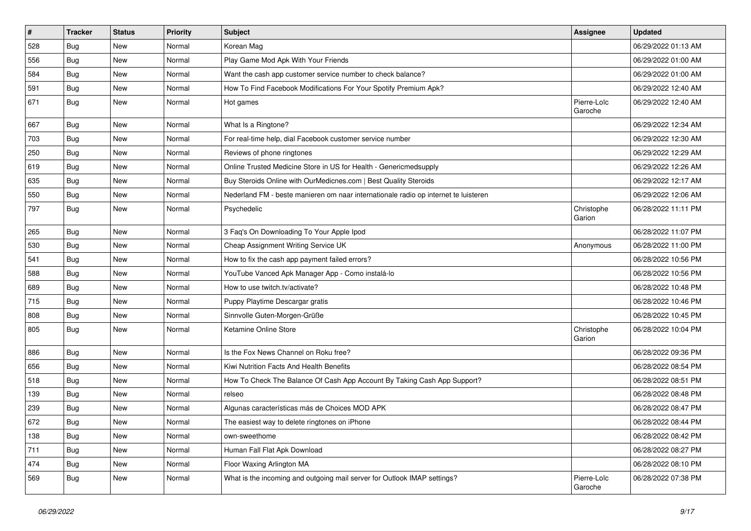| # | Tracker | Status | Priority | Subject | Assignee | Updated |
|---|---|---|---|---|---|---|
| 528 | Bug | New | Normal | Korean Mag | | 06/29/2022 01:13 AM |
| 556 | Bug | New | Normal | Play Game Mod Apk With Your Friends | | 06/29/2022 01:00 AM |
| 584 | Bug | New | Normal | Want the cash app customer service number to check balance? | | 06/29/2022 01:00 AM |
| 591 | Bug | New | Normal | How To Find Facebook Modifications For Your Spotify Premium Apk? | | 06/29/2022 12:40 AM |
| 671 | Bug | New | Normal | Hot games | Pierre-Loïc Garoche | 06/29/2022 12:40 AM |
| 667 | Bug | New | Normal | What Is a Ringtone? | | 06/29/2022 12:34 AM |
| 703 | Bug | New | Normal | For real-time help, dial Facebook customer service number | | 06/29/2022 12:30 AM |
| 250 | Bug | New | Normal | Reviews of phone ringtones | | 06/29/2022 12:29 AM |
| 619 | Bug | New | Normal | Online Trusted Medicine Store in US for Health - Genericmedsupply | | 06/29/2022 12:26 AM |
| 635 | Bug | New | Normal | Buy Steroids Online with OurMedicnes.com \| Best Quality Steroids | | 06/29/2022 12:17 AM |
| 550 | Bug | New | Normal | Nederland FM - beste manieren om naar internationale radio op internet te luisteren | | 06/29/2022 12:06 AM |
| 797 | Bug | New | Normal | Psychedelic | Christophe Garion | 06/28/2022 11:11 PM |
| 265 | Bug | New | Normal | 3 Faq's On Downloading To Your Apple Ipod | | 06/28/2022 11:07 PM |
| 530 | Bug | New | Normal | Cheap Assignment Writing Service UK | Anonymous | 06/28/2022 11:00 PM |
| 541 | Bug | New | Normal | How to fix the cash app payment failed errors? | | 06/28/2022 10:56 PM |
| 588 | Bug | New | Normal | YouTube Vanced Apk Manager App - Como instalá-lo | | 06/28/2022 10:56 PM |
| 689 | Bug | New | Normal | How to use twitch.tv/activate? | | 06/28/2022 10:48 PM |
| 715 | Bug | New | Normal | Puppy Playtime Descargar gratis | | 06/28/2022 10:46 PM |
| 808 | Bug | New | Normal | Sinnvolle Guten-Morgen-Grüße | | 06/28/2022 10:45 PM |
| 805 | Bug | New | Normal | Ketamine Online Store | Christophe Garion | 06/28/2022 10:04 PM |
| 886 | Bug | New | Normal | Is the Fox News Channel on Roku free? | | 06/28/2022 09:36 PM |
| 656 | Bug | New | Normal | Kiwi Nutrition Facts And Health Benefits | | 06/28/2022 08:54 PM |
| 518 | Bug | New | Normal | How To Check The Balance Of Cash App Account By Taking Cash App Support? | | 06/28/2022 08:51 PM |
| 139 | Bug | New | Normal | relseo | | 06/28/2022 08:48 PM |
| 239 | Bug | New | Normal | Algunas características más de Choices MOD APK | | 06/28/2022 08:47 PM |
| 672 | Bug | New | Normal | The easiest way to delete ringtones on iPhone | | 06/28/2022 08:44 PM |
| 138 | Bug | New | Normal | own-sweethome | | 06/28/2022 08:42 PM |
| 711 | Bug | New | Normal | Human Fall Flat Apk Download | | 06/28/2022 08:27 PM |
| 474 | Bug | New | Normal | Floor Waxing Arlington MA | | 06/28/2022 08:10 PM |
| 569 | Bug | New | Normal | What is the incoming and outgoing mail server for Outlook IMAP settings? | Pierre-Loïc Garoche | 06/28/2022 07:38 PM |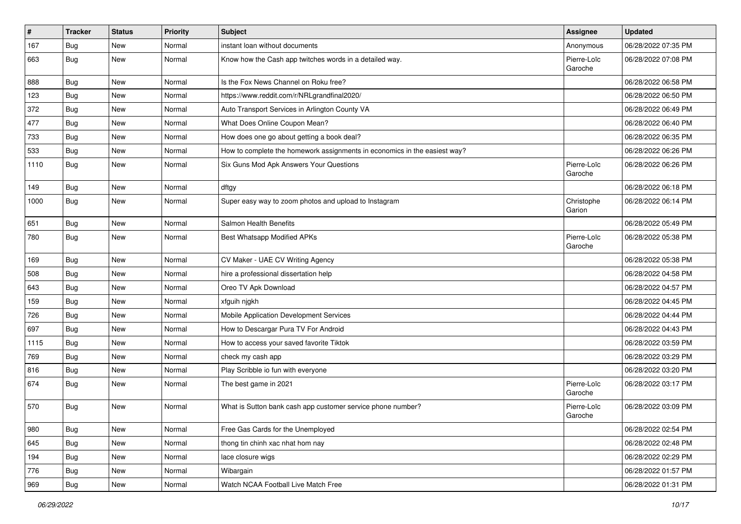| # | Tracker | Status | Priority | Subject | Assignee | Updated |
|---|---|---|---|---|---|---|
| 167 | Bug | New | Normal | instant loan without documents | Anonymous | 06/28/2022 07:35 PM |
| 663 | Bug | New | Normal | Know how the Cash app twitches words in a detailed way. | Pierre-Loïc Garoche | 06/28/2022 07:08 PM |
| 888 | Bug | New | Normal | Is the Fox News Channel on Roku free? | | 06/28/2022 06:58 PM |
| 123 | Bug | New | Normal | https://www.reddit.com/r/NRLgrandfinal2020/ | | 06/28/2022 06:50 PM |
| 372 | Bug | New | Normal | Auto Transport Services in Arlington County VA | | 06/28/2022 06:49 PM |
| 477 | Bug | New | Normal | What Does Online Coupon Mean? | | 06/28/2022 06:40 PM |
| 733 | Bug | New | Normal | How does one go about getting a book deal? | | 06/28/2022 06:35 PM |
| 533 | Bug | New | Normal | How to complete the homework assignments in economics in the easiest way? | | 06/28/2022 06:26 PM |
| 1110 | Bug | New | Normal | Six Guns Mod Apk Answers Your Questions | Pierre-Loïc Garoche | 06/28/2022 06:26 PM |
| 149 | Bug | New | Normal | dftgy | | 06/28/2022 06:18 PM |
| 1000 | Bug | New | Normal | Super easy way to zoom photos and upload to Instagram | Christophe Garion | 06/28/2022 06:14 PM |
| 651 | Bug | New | Normal | Salmon Health Benefits | | 06/28/2022 05:49 PM |
| 780 | Bug | New | Normal | Best Whatsapp Modified APKs | Pierre-Loïc Garoche | 06/28/2022 05:38 PM |
| 169 | Bug | New | Normal | CV Maker - UAE CV Writing Agency | | 06/28/2022 05:38 PM |
| 508 | Bug | New | Normal | hire a professional dissertation help | | 06/28/2022 04:58 PM |
| 643 | Bug | New | Normal | Oreo TV Apk Download | | 06/28/2022 04:57 PM |
| 159 | Bug | New | Normal | xfguih njgkh | | 06/28/2022 04:45 PM |
| 726 | Bug | New | Normal | Mobile Application Development Services | | 06/28/2022 04:44 PM |
| 697 | Bug | New | Normal | How to Descargar Pura TV For Android | | 06/28/2022 04:43 PM |
| 1115 | Bug | New | Normal | How to access your saved favorite Tiktok | | 06/28/2022 03:59 PM |
| 769 | Bug | New | Normal | check my cash app | | 06/28/2022 03:29 PM |
| 816 | Bug | New | Normal | Play Scribble io fun with everyone | | 06/28/2022 03:20 PM |
| 674 | Bug | New | Normal | The best game in 2021 | Pierre-Loïc Garoche | 06/28/2022 03:17 PM |
| 570 | Bug | New | Normal | What is Sutton bank cash app customer service phone number? | Pierre-Loïc Garoche | 06/28/2022 03:09 PM |
| 980 | Bug | New | Normal | Free Gas Cards for the Unemployed | | 06/28/2022 02:54 PM |
| 645 | Bug | New | Normal | thong tin chinh xac nhat hom nay | | 06/28/2022 02:48 PM |
| 194 | Bug | New | Normal | lace closure wigs | | 06/28/2022 02:29 PM |
| 776 | Bug | New | Normal | Wibargain | | 06/28/2022 01:57 PM |
| 969 | Bug | New | Normal | Watch NCAA Football Live Match Free | | 06/28/2022 01:31 PM |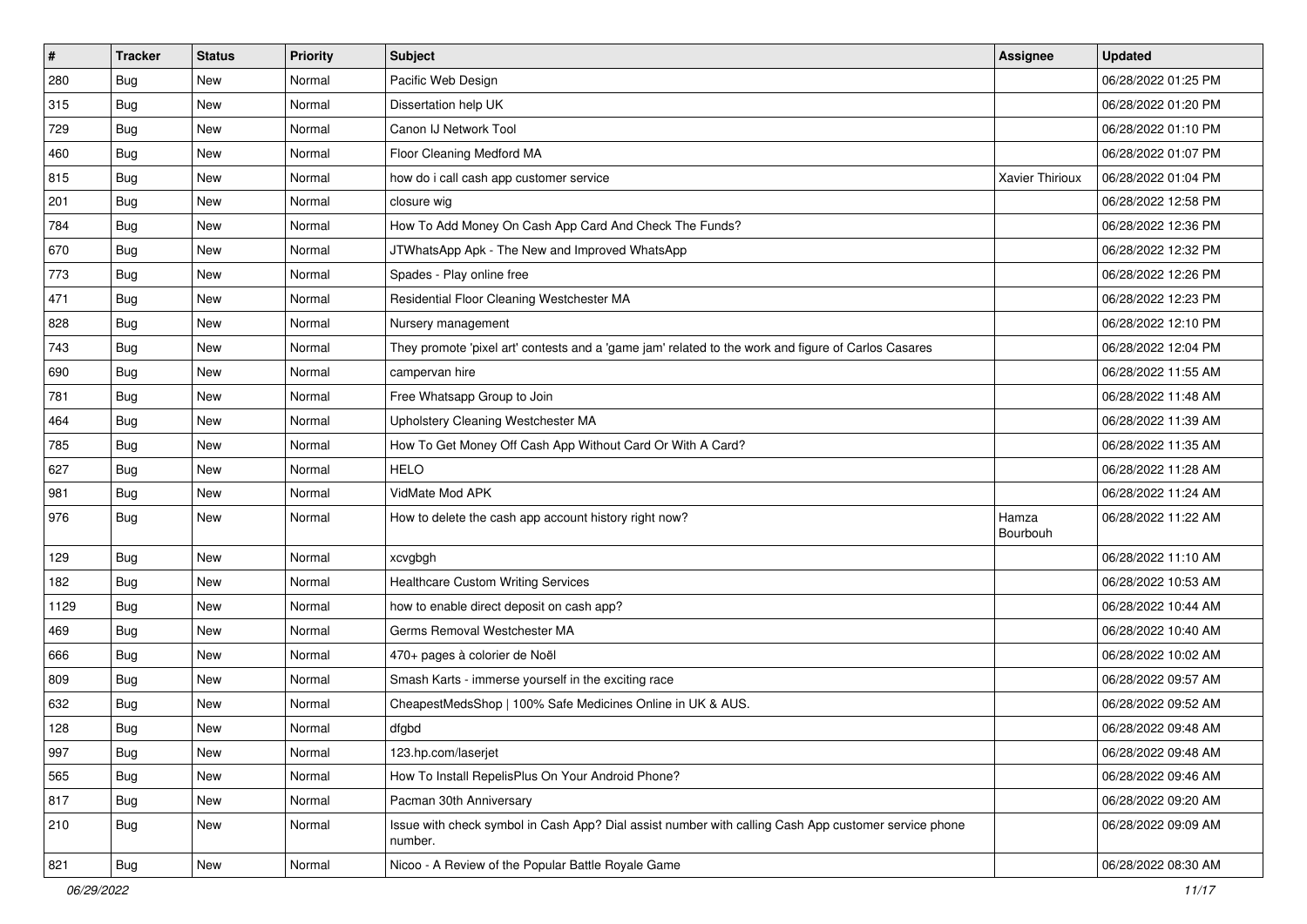| # | Tracker | Status | Priority | Subject | Assignee | Updated |
|---|---|---|---|---|---|---|
| 280 | Bug | New | Normal | Pacific Web Design | | 06/28/2022 01:25 PM |
| 315 | Bug | New | Normal | Dissertation help UK | | 06/28/2022 01:20 PM |
| 729 | Bug | New | Normal | Canon IJ Network Tool | | 06/28/2022 01:10 PM |
| 460 | Bug | New | Normal | Floor Cleaning Medford MA | | 06/28/2022 01:07 PM |
| 815 | Bug | New | Normal | how do i call cash app customer service | Xavier Thirioux | 06/28/2022 01:04 PM |
| 201 | Bug | New | Normal | closure wig | | 06/28/2022 12:58 PM |
| 784 | Bug | New | Normal | How To Add Money On Cash App Card And Check The Funds? | | 06/28/2022 12:36 PM |
| 670 | Bug | New | Normal | JTWhatsApp Apk - The New and Improved WhatsApp | | 06/28/2022 12:32 PM |
| 773 | Bug | New | Normal | Spades - Play online free | | 06/28/2022 12:26 PM |
| 471 | Bug | New | Normal | Residential Floor Cleaning Westchester MA | | 06/28/2022 12:23 PM |
| 828 | Bug | New | Normal | Nursery management | | 06/28/2022 12:10 PM |
| 743 | Bug | New | Normal | They promote 'pixel art' contests and a 'game jam' related to the work and figure of Carlos Casares | | 06/28/2022 12:04 PM |
| 690 | Bug | New | Normal | campervan hire | | 06/28/2022 11:55 AM |
| 781 | Bug | New | Normal | Free Whatsapp Group to Join | | 06/28/2022 11:48 AM |
| 464 | Bug | New | Normal | Upholstery Cleaning Westchester MA | | 06/28/2022 11:39 AM |
| 785 | Bug | New | Normal | How To Get Money Off Cash App Without Card Or With A Card? | | 06/28/2022 11:35 AM |
| 627 | Bug | New | Normal | HELO | | 06/28/2022 11:28 AM |
| 981 | Bug | New | Normal | VidMate Mod APK | | 06/28/2022 11:24 AM |
| 976 | Bug | New | Normal | How to delete the cash app account history right now? | Hamza Bourbouh | 06/28/2022 11:22 AM |
| 129 | Bug | New | Normal | xcvgbgh | | 06/28/2022 11:10 AM |
| 182 | Bug | New | Normal | Healthcare Custom Writing Services | | 06/28/2022 10:53 AM |
| 1129 | Bug | New | Normal | how to enable direct deposit on cash app? | | 06/28/2022 10:44 AM |
| 469 | Bug | New | Normal | Germs Removal Westchester MA | | 06/28/2022 10:40 AM |
| 666 | Bug | New | Normal | 470+ pages à colorier de Noël | | 06/28/2022 10:02 AM |
| 809 | Bug | New | Normal | Smash Karts - immerse yourself in the exciting race | | 06/28/2022 09:57 AM |
| 632 | Bug | New | Normal | CheapestMedsShop \| 100% Safe Medicines Online in UK & AUS. | | 06/28/2022 09:52 AM |
| 128 | Bug | New | Normal | dfgbd | | 06/28/2022 09:48 AM |
| 997 | Bug | New | Normal | 123.hp.com/laserjet | | 06/28/2022 09:48 AM |
| 565 | Bug | New | Normal | How To Install RepelisPlus On Your Android Phone? | | 06/28/2022 09:46 AM |
| 817 | Bug | New | Normal | Pacman 30th Anniversary | | 06/28/2022 09:20 AM |
| 210 | Bug | New | Normal | Issue with check symbol in Cash App? Dial assist number with calling Cash App customer service phone number. | | 06/28/2022 09:09 AM |
| 821 | Bug | New | Normal | Nicoo - A Review of the Popular Battle Royale Game | | 06/28/2022 08:30 AM |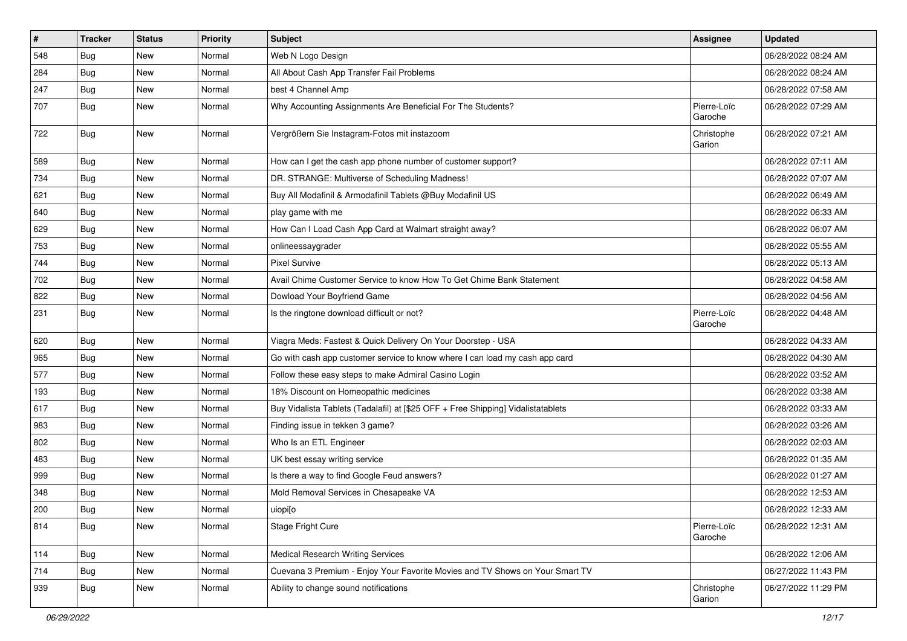| # | Tracker | Status | Priority | Subject | Assignee | Updated |
|---|---|---|---|---|---|---|
| 548 | Bug | New | Normal | Web N Logo Design | | 06/28/2022 08:24 AM |
| 284 | Bug | New | Normal | All About Cash App Transfer Fail Problems | | 06/28/2022 08:24 AM |
| 247 | Bug | New | Normal | best 4 Channel Amp | | 06/28/2022 07:58 AM |
| 707 | Bug | New | Normal | Why Accounting Assignments Are Beneficial For The Students? | Pierre-Loïc Garoche | 06/28/2022 07:29 AM |
| 722 | Bug | New | Normal | Vergrößern Sie Instagram-Fotos mit instazoom | Christophe Garion | 06/28/2022 07:21 AM |
| 589 | Bug | New | Normal | How can I get the cash app phone number of customer support? | | 06/28/2022 07:11 AM |
| 734 | Bug | New | Normal | DR. STRANGE: Multiverse of Scheduling Madness! | | 06/28/2022 07:07 AM |
| 621 | Bug | New | Normal | Buy All Modafinil & Armodafinil Tablets @Buy Modafinil US | | 06/28/2022 06:49 AM |
| 640 | Bug | New | Normal | play game with me | | 06/28/2022 06:33 AM |
| 629 | Bug | New | Normal | How Can I Load Cash App Card at Walmart straight away? | | 06/28/2022 06:07 AM |
| 753 | Bug | New | Normal | onlineessaygrader | | 06/28/2022 05:55 AM |
| 744 | Bug | New | Normal | Pixel Survive | | 06/28/2022 05:13 AM |
| 702 | Bug | New | Normal | Avail Chime Customer Service to know How To Get Chime Bank Statement | | 06/28/2022 04:58 AM |
| 822 | Bug | New | Normal | Dowload Your Boyfriend Game | | 06/28/2022 04:56 AM |
| 231 | Bug | New | Normal | Is the ringtone download difficult or not? | Pierre-Loïc Garoche | 06/28/2022 04:48 AM |
| 620 | Bug | New | Normal | Viagra Meds: Fastest & Quick Delivery On Your Doorstep - USA | | 06/28/2022 04:33 AM |
| 965 | Bug | New | Normal | Go with cash app customer service to know where I can load my cash app card | | 06/28/2022 04:30 AM |
| 577 | Bug | New | Normal | Follow these easy steps to make Admiral Casino Login | | 06/28/2022 03:52 AM |
| 193 | Bug | New | Normal | 18% Discount on Homeopathic medicines | | 06/28/2022 03:38 AM |
| 617 | Bug | New | Normal | Buy Vidalista Tablets (Tadalafil) at [$25 OFF + Free Shipping] Vidalistatablets | | 06/28/2022 03:33 AM |
| 983 | Bug | New | Normal | Finding issue in tekken 3 game? | | 06/28/2022 03:26 AM |
| 802 | Bug | New | Normal | Who Is an ETL Engineer | | 06/28/2022 02:03 AM |
| 483 | Bug | New | Normal | UK best essay writing service | | 06/28/2022 01:35 AM |
| 999 | Bug | New | Normal | Is there a way to find Google Feud answers? | | 06/28/2022 01:27 AM |
| 348 | Bug | New | Normal | Mold Removal Services in Chesapeake VA | | 06/28/2022 12:53 AM |
| 200 | Bug | New | Normal | uiopi[o | | 06/28/2022 12:33 AM |
| 814 | Bug | New | Normal | Stage Fright Cure | Pierre-Loïc Garoche | 06/28/2022 12:31 AM |
| 114 | Bug | New | Normal | Medical Research Writing Services | | 06/28/2022 12:06 AM |
| 714 | Bug | New | Normal | Cuevana 3 Premium - Enjoy Your Favorite Movies and TV Shows on Your Smart TV | | 06/27/2022 11:43 PM |
| 939 | Bug | New | Normal | Ability to change sound notifications | Christophe Garion | 06/27/2022 11:29 PM |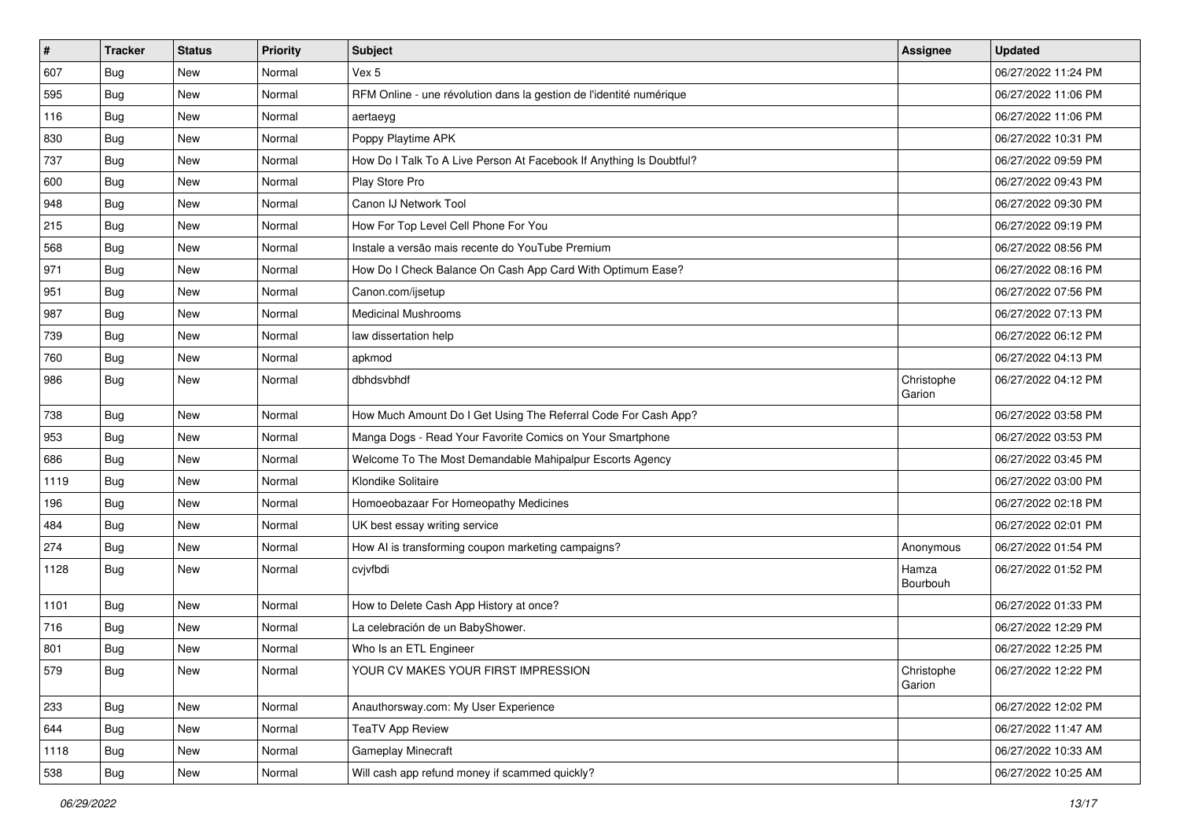| # | Tracker | Status | Priority | Subject | Assignee | Updated |
|---|---|---|---|---|---|---|
| 607 | Bug | New | Normal | Vex 5 | | 06/27/2022 11:24 PM |
| 595 | Bug | New | Normal | RFM Online - une révolution dans la gestion de l'identité numérique | | 06/27/2022 11:06 PM |
| 116 | Bug | New | Normal | aertaeyg | | 06/27/2022 11:06 PM |
| 830 | Bug | New | Normal | Poppy Playtime APK | | 06/27/2022 10:31 PM |
| 737 | Bug | New | Normal | How Do I Talk To A Live Person At Facebook If Anything Is Doubtful? | | 06/27/2022 09:59 PM |
| 600 | Bug | New | Normal | Play Store Pro | | 06/27/2022 09:43 PM |
| 948 | Bug | New | Normal | Canon IJ Network Tool | | 06/27/2022 09:30 PM |
| 215 | Bug | New | Normal | How For Top Level Cell Phone For You | | 06/27/2022 09:19 PM |
| 568 | Bug | New | Normal | Instale a versão mais recente do YouTube Premium | | 06/27/2022 08:56 PM |
| 971 | Bug | New | Normal | How Do I Check Balance On Cash App Card With Optimum Ease? | | 06/27/2022 08:16 PM |
| 951 | Bug | New | Normal | Canon.com/ijsetup | | 06/27/2022 07:56 PM |
| 987 | Bug | New | Normal | Medicinal Mushrooms | | 06/27/2022 07:13 PM |
| 739 | Bug | New | Normal | law dissertation help | | 06/27/2022 06:12 PM |
| 760 | Bug | New | Normal | apkmod | | 06/27/2022 04:13 PM |
| 986 | Bug | New | Normal | dbhdsvbhdf | Christophe Garion | 06/27/2022 04:12 PM |
| 738 | Bug | New | Normal | How Much Amount Do I Get Using The Referral Code For Cash App? | | 06/27/2022 03:58 PM |
| 953 | Bug | New | Normal | Manga Dogs - Read Your Favorite Comics on Your Smartphone | | 06/27/2022 03:53 PM |
| 686 | Bug | New | Normal | Welcome To The Most Demandable Mahipalpur Escorts Agency | | 06/27/2022 03:45 PM |
| 1119 | Bug | New | Normal | Klondike Solitaire | | 06/27/2022 03:00 PM |
| 196 | Bug | New | Normal | Homoeobazaar For Homeopathy Medicines | | 06/27/2022 02:18 PM |
| 484 | Bug | New | Normal | UK best essay writing service | | 06/27/2022 02:01 PM |
| 274 | Bug | New | Normal | How AI is transforming coupon marketing campaigns? | Anonymous | 06/27/2022 01:54 PM |
| 1128 | Bug | New | Normal | cvjvfbdi | Hamza Bourbouh | 06/27/2022 01:52 PM |
| 1101 | Bug | New | Normal | How to Delete Cash App History at once? | | 06/27/2022 01:33 PM |
| 716 | Bug | New | Normal | La celebración de un BabyShower. | | 06/27/2022 12:29 PM |
| 801 | Bug | New | Normal | Who Is an ETL Engineer | | 06/27/2022 12:25 PM |
| 579 | Bug | New | Normal | YOUR CV MAKES YOUR FIRST IMPRESSION | Christophe Garion | 06/27/2022 12:22 PM |
| 233 | Bug | New | Normal | Anauthorsway.com: My User Experience | | 06/27/2022 12:02 PM |
| 644 | Bug | New | Normal | TeaTV App Review | | 06/27/2022 11:47 AM |
| 1118 | Bug | New | Normal | Gameplay Minecraft | | 06/27/2022 10:33 AM |
| 538 | Bug | New | Normal | Will cash app refund money if scammed quickly? | | 06/27/2022 10:25 AM |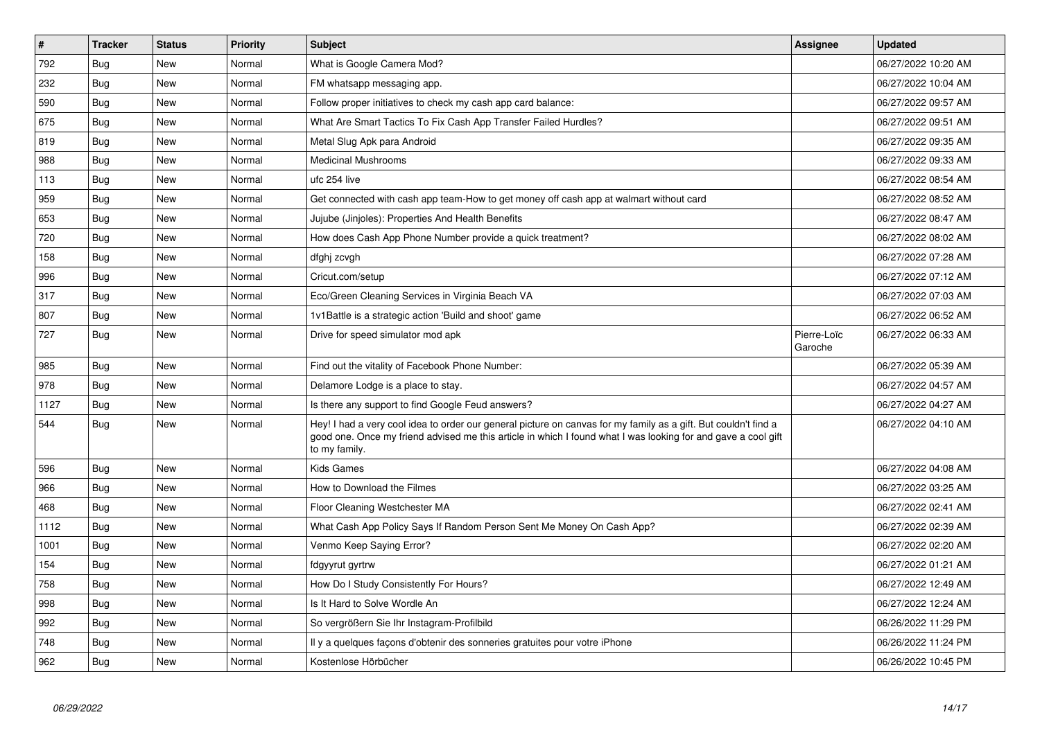| # | Tracker | Status | Priority | Subject | Assignee | Updated |
|---|---|---|---|---|---|---|
| 792 | Bug | New | Normal | What is Google Camera Mod? | | 06/27/2022 10:20 AM |
| 232 | Bug | New | Normal | FM whatsapp messaging app. | | 06/27/2022 10:04 AM |
| 590 | Bug | New | Normal | Follow proper initiatives to check my cash app card balance: | | 06/27/2022 09:57 AM |
| 675 | Bug | New | Normal | What Are Smart Tactics To Fix Cash App Transfer Failed Hurdles? | | 06/27/2022 09:51 AM |
| 819 | Bug | New | Normal | Metal Slug Apk para Android | | 06/27/2022 09:35 AM |
| 988 | Bug | New | Normal | Medicinal Mushrooms | | 06/27/2022 09:33 AM |
| 113 | Bug | New | Normal | ufc 254 live | | 06/27/2022 08:54 AM |
| 959 | Bug | New | Normal | Get connected with cash app team-How to get money off cash app at walmart without card | | 06/27/2022 08:52 AM |
| 653 | Bug | New | Normal | Jujube (Jinjoles): Properties And Health Benefits | | 06/27/2022 08:47 AM |
| 720 | Bug | New | Normal | How does Cash App Phone Number provide a quick treatment? | | 06/27/2022 08:02 AM |
| 158 | Bug | New | Normal | dfghj zcvgh | | 06/27/2022 07:28 AM |
| 996 | Bug | New | Normal | Cricut.com/setup | | 06/27/2022 07:12 AM |
| 317 | Bug | New | Normal | Eco/Green Cleaning Services in Virginia Beach VA | | 06/27/2022 07:03 AM |
| 807 | Bug | New | Normal | 1v1Battle is a strategic action 'Build and shoot' game | | 06/27/2022 06:52 AM |
| 727 | Bug | New | Normal | Drive for speed simulator mod apk | Pierre-Loïc Garoche | 06/27/2022 06:33 AM |
| 985 | Bug | New | Normal | Find out the vitality of Facebook Phone Number: | | 06/27/2022 05:39 AM |
| 978 | Bug | New | Normal | Delamore Lodge is a place to stay. | | 06/27/2022 04:57 AM |
| 1127 | Bug | New | Normal | Is there any support to find Google Feud answers? | | 06/27/2022 04:27 AM |
| 544 | Bug | New | Normal | Hey! I had a very cool idea to order our general picture on canvas for my family as a gift. But couldn't find a good one. Once my friend advised me this article in which I found what I was looking for and gave a cool gift to my family. | | 06/27/2022 04:10 AM |
| 596 | Bug | New | Normal | Kids Games | | 06/27/2022 04:08 AM |
| 966 | Bug | New | Normal | How to Download the Filmes | | 06/27/2022 03:25 AM |
| 468 | Bug | New | Normal | Floor Cleaning Westchester MA | | 06/27/2022 02:41 AM |
| 1112 | Bug | New | Normal | What Cash App Policy Says If Random Person Sent Me Money On Cash App? | | 06/27/2022 02:39 AM |
| 1001 | Bug | New | Normal | Venmo Keep Saying Error? | | 06/27/2022 02:20 AM |
| 154 | Bug | New | Normal | fdgyyrut gyrtrw | | 06/27/2022 01:21 AM |
| 758 | Bug | New | Normal | How Do I Study Consistently For Hours? | | 06/27/2022 12:49 AM |
| 998 | Bug | New | Normal | Is It Hard to Solve Wordle An | | 06/27/2022 12:24 AM |
| 992 | Bug | New | Normal | So vergrößern Sie Ihr Instagram-Profilbild | | 06/26/2022 11:29 PM |
| 748 | Bug | New | Normal | Il y a quelques façons d'obtenir des sonneries gratuites pour votre iPhone | | 06/26/2022 11:24 PM |
| 962 | Bug | New | Normal | Kostenlose Hörbücher | | 06/26/2022 10:45 PM |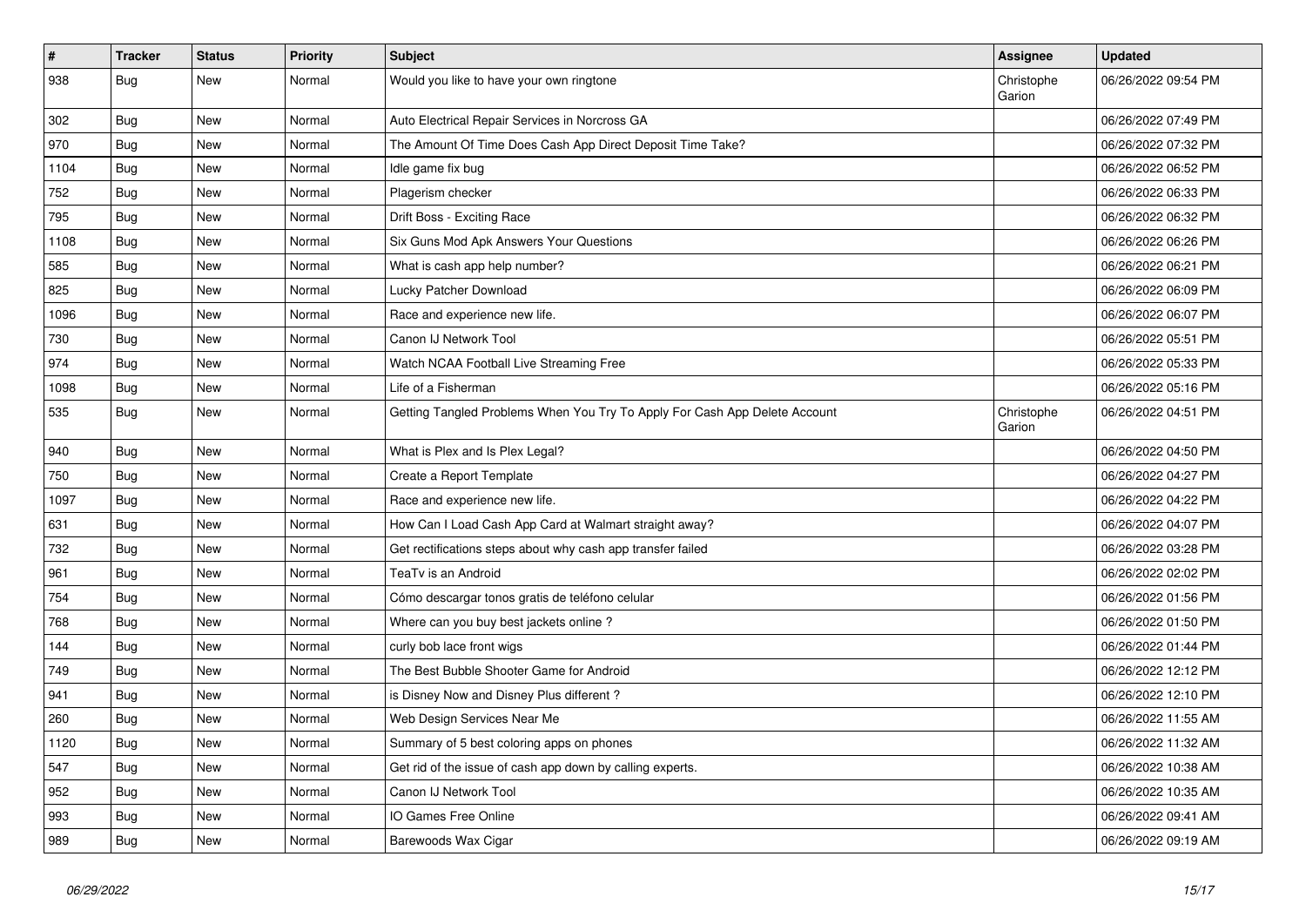| # | Tracker | Status | Priority | Subject | Assignee | Updated |
| --- | --- | --- | --- | --- | --- | --- |
| 938 | Bug | New | Normal | Would you like to have your own ringtone | Christophe Garion | 06/26/2022 09:54 PM |
| 302 | Bug | New | Normal | Auto Electrical Repair Services in Norcross GA |  | 06/26/2022 07:49 PM |
| 970 | Bug | New | Normal | The Amount Of Time Does Cash App Direct Deposit Time Take? |  | 06/26/2022 07:32 PM |
| 1104 | Bug | New | Normal | Idle game fix bug |  | 06/26/2022 06:52 PM |
| 752 | Bug | New | Normal | Plagerism checker |  | 06/26/2022 06:33 PM |
| 795 | Bug | New | Normal | Drift Boss - Exciting Race |  | 06/26/2022 06:32 PM |
| 1108 | Bug | New | Normal | Six Guns Mod Apk Answers Your Questions |  | 06/26/2022 06:26 PM |
| 585 | Bug | New | Normal | What is cash app help number? |  | 06/26/2022 06:21 PM |
| 825 | Bug | New | Normal | Lucky Patcher Download |  | 06/26/2022 06:09 PM |
| 1096 | Bug | New | Normal | Race and experience new life. |  | 06/26/2022 06:07 PM |
| 730 | Bug | New | Normal | Canon IJ Network Tool |  | 06/26/2022 05:51 PM |
| 974 | Bug | New | Normal | Watch NCAA Football Live Streaming Free |  | 06/26/2022 05:33 PM |
| 1098 | Bug | New | Normal | Life of a Fisherman |  | 06/26/2022 05:16 PM |
| 535 | Bug | New | Normal | Getting Tangled Problems When You Try To Apply For Cash App Delete Account | Christophe Garion | 06/26/2022 04:51 PM |
| 940 | Bug | New | Normal | What is Plex and Is Plex Legal? |  | 06/26/2022 04:50 PM |
| 750 | Bug | New | Normal | Create a Report Template |  | 06/26/2022 04:27 PM |
| 1097 | Bug | New | Normal | Race and experience new life. |  | 06/26/2022 04:22 PM |
| 631 | Bug | New | Normal | How Can I Load Cash App Card at Walmart straight away? |  | 06/26/2022 04:07 PM |
| 732 | Bug | New | Normal | Get rectifications steps about why cash app transfer failed |  | 06/26/2022 03:28 PM |
| 961 | Bug | New | Normal | TeaTv is an Android |  | 06/26/2022 02:02 PM |
| 754 | Bug | New | Normal | Cómo descargar tonos gratis de teléfono celular |  | 06/26/2022 01:56 PM |
| 768 | Bug | New | Normal | Where can you buy best jackets online ? |  | 06/26/2022 01:50 PM |
| 144 | Bug | New | Normal | curly bob lace front wigs |  | 06/26/2022 01:44 PM |
| 749 | Bug | New | Normal | The Best Bubble Shooter Game for Android |  | 06/26/2022 12:12 PM |
| 941 | Bug | New | Normal | is Disney Now and Disney Plus different ? |  | 06/26/2022 12:10 PM |
| 260 | Bug | New | Normal | Web Design Services Near Me |  | 06/26/2022 11:55 AM |
| 1120 | Bug | New | Normal | Summary of 5 best coloring apps on phones |  | 06/26/2022 11:32 AM |
| 547 | Bug | New | Normal | Get rid of the issue of cash app down by calling experts. |  | 06/26/2022 10:38 AM |
| 952 | Bug | New | Normal | Canon IJ Network Tool |  | 06/26/2022 10:35 AM |
| 993 | Bug | New | Normal | IO Games Free Online |  | 06/26/2022 09:41 AM |
| 989 | Bug | New | Normal | Barewoods Wax Cigar |  | 06/26/2022 09:19 AM |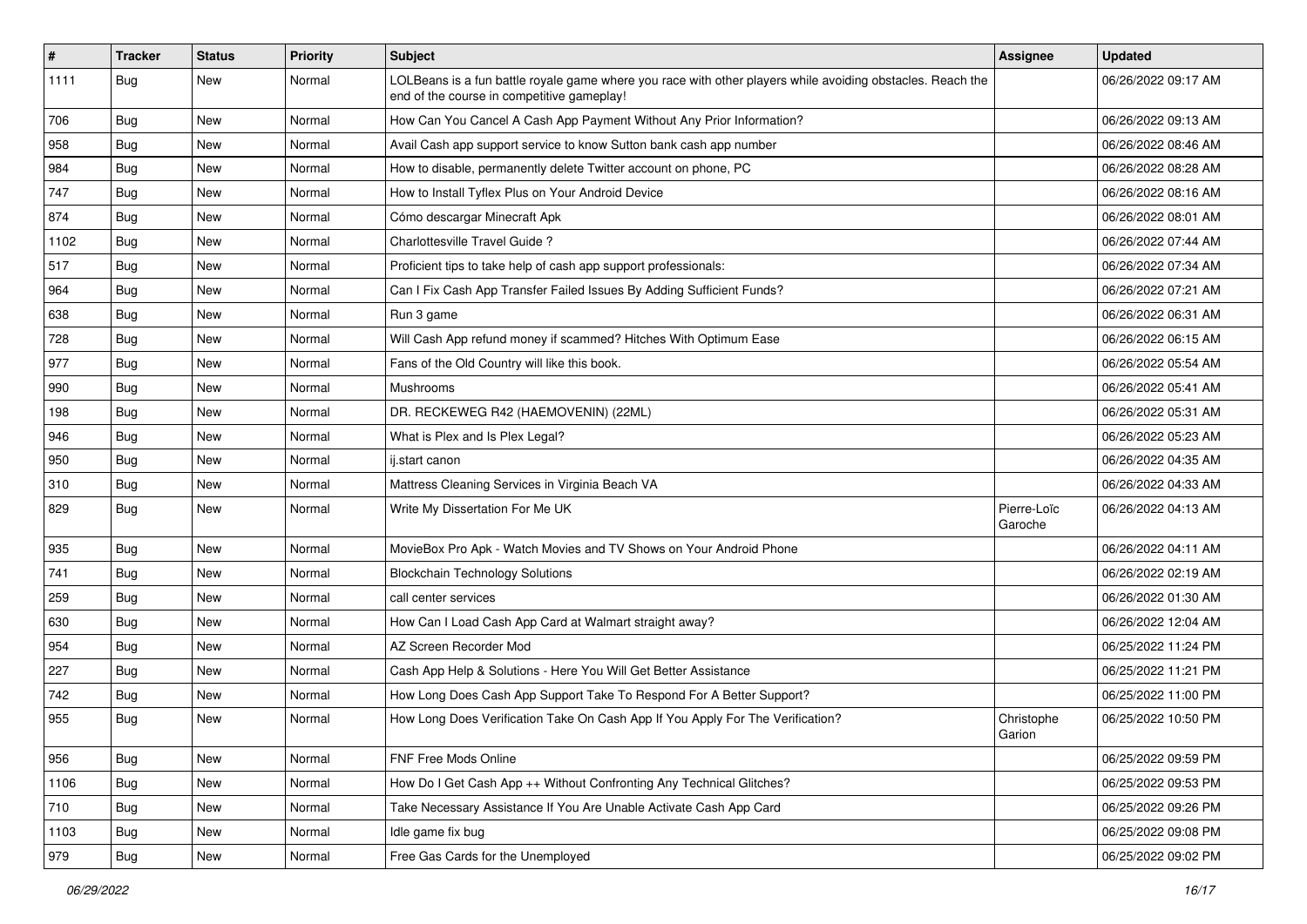| # | Tracker | Status | Priority | Subject | Assignee | Updated |
|---|---|---|---|---|---|---|
| 1111 | Bug | New | Normal | LOLBeans is a fun battle royale game where you race with other players while avoiding obstacles. Reach the end of the course in competitive gameplay! | | 06/26/2022 09:17 AM |
| 706 | Bug | New | Normal | How Can You Cancel A Cash App Payment Without Any Prior Information? | | 06/26/2022 09:13 AM |
| 958 | Bug | New | Normal | Avail Cash app support service to know Sutton bank cash app number | | 06/26/2022 08:46 AM |
| 984 | Bug | New | Normal | How to disable, permanently delete Twitter account on phone, PC | | 06/26/2022 08:28 AM |
| 747 | Bug | New | Normal | How to Install Tyflex Plus on Your Android Device | | 06/26/2022 08:16 AM |
| 874 | Bug | New | Normal | Cómo descargar Minecraft Apk | | 06/26/2022 08:01 AM |
| 1102 | Bug | New | Normal | Charlottesville Travel Guide ? | | 06/26/2022 07:44 AM |
| 517 | Bug | New | Normal | Proficient tips to take help of cash app support professionals: | | 06/26/2022 07:34 AM |
| 964 | Bug | New | Normal | Can I Fix Cash App Transfer Failed Issues By Adding Sufficient Funds? | | 06/26/2022 07:21 AM |
| 638 | Bug | New | Normal | Run 3 game | | 06/26/2022 06:31 AM |
| 728 | Bug | New | Normal | Will Cash App refund money if scammed? Hitches With Optimum Ease | | 06/26/2022 06:15 AM |
| 977 | Bug | New | Normal | Fans of the Old Country will like this book. | | 06/26/2022 05:54 AM |
| 990 | Bug | New | Normal | Mushrooms | | 06/26/2022 05:41 AM |
| 198 | Bug | New | Normal | DR. RECKEWEG R42 (HAEMOVENIN) (22ML) | | 06/26/2022 05:31 AM |
| 946 | Bug | New | Normal | What is Plex and Is Plex Legal? | | 06/26/2022 05:23 AM |
| 950 | Bug | New | Normal | ij.start canon | | 06/26/2022 04:35 AM |
| 310 | Bug | New | Normal | Mattress Cleaning Services in Virginia Beach VA | | 06/26/2022 04:33 AM |
| 829 | Bug | New | Normal | Write My Dissertation For Me UK | Pierre-Loïc Garoche | 06/26/2022 04:13 AM |
| 935 | Bug | New | Normal | MovieBox Pro Apk - Watch Movies and TV Shows on Your Android Phone | | 06/26/2022 04:11 AM |
| 741 | Bug | New | Normal | Blockchain Technology Solutions | | 06/26/2022 02:19 AM |
| 259 | Bug | New | Normal | call center services | | 06/26/2022 01:30 AM |
| 630 | Bug | New | Normal | How Can I Load Cash App Card at Walmart straight away? | | 06/26/2022 12:04 AM |
| 954 | Bug | New | Normal | AZ Screen Recorder Mod | | 06/25/2022 11:24 PM |
| 227 | Bug | New | Normal | Cash App Help & Solutions - Here You Will Get Better Assistance | | 06/25/2022 11:21 PM |
| 742 | Bug | New | Normal | How Long Does Cash App Support Take To Respond For A Better Support? | | 06/25/2022 11:00 PM |
| 955 | Bug | New | Normal | How Long Does Verification Take On Cash App If You Apply For The Verification? | Christophe Garion | 06/25/2022 10:50 PM |
| 956 | Bug | New | Normal | FNF Free Mods Online | | 06/25/2022 09:59 PM |
| 1106 | Bug | New | Normal | How Do I Get Cash App ++ Without Confronting Any Technical Glitches? | | 06/25/2022 09:53 PM |
| 710 | Bug | New | Normal | Take Necessary Assistance If You Are Unable Activate Cash App Card | | 06/25/2022 09:26 PM |
| 1103 | Bug | New | Normal | Idle game fix bug | | 06/25/2022 09:08 PM |
| 979 | Bug | New | Normal | Free Gas Cards for the Unemployed | | 06/25/2022 09:02 PM |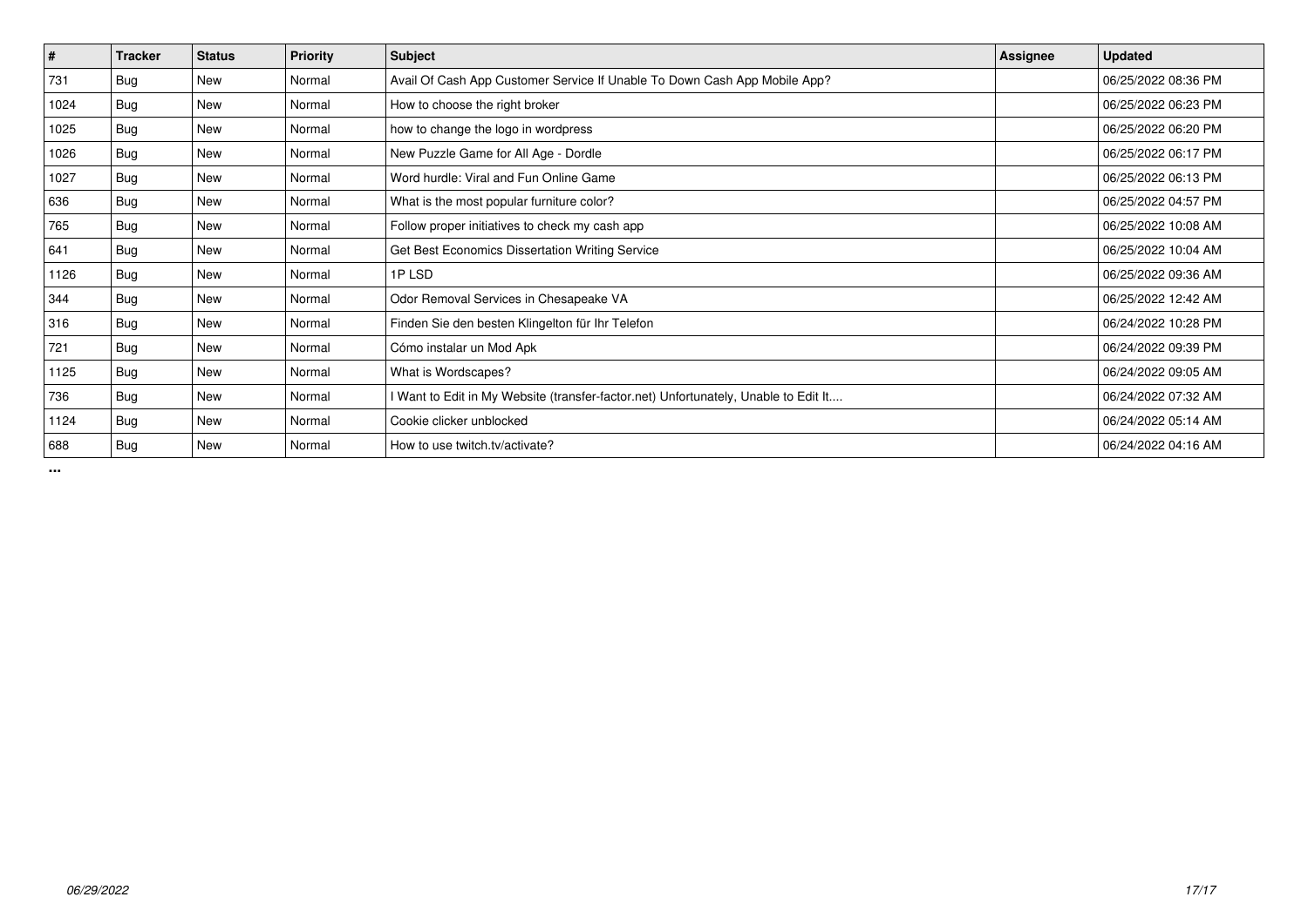| # | Tracker | Status | Priority | Subject | Assignee | Updated |
|---|---|---|---|---|---|---|
| 731 | Bug | New | Normal | Avail Of Cash App Customer Service If Unable To Down Cash App Mobile App? | | 06/25/2022 08:36 PM |
| 1024 | Bug | New | Normal | How to choose the right broker | | 06/25/2022 06:23 PM |
| 1025 | Bug | New | Normal | how to change the logo in wordpress | | 06/25/2022 06:20 PM |
| 1026 | Bug | New | Normal | New Puzzle Game for All Age - Dordle | | 06/25/2022 06:17 PM |
| 1027 | Bug | New | Normal | Word hurdle: Viral and Fun Online Game | | 06/25/2022 06:13 PM |
| 636 | Bug | New | Normal | What is the most popular furniture color? | | 06/25/2022 04:57 PM |
| 765 | Bug | New | Normal | Follow proper initiatives to check my cash app | | 06/25/2022 10:08 AM |
| 641 | Bug | New | Normal | Get Best Economics Dissertation Writing Service | | 06/25/2022 10:04 AM |
| 1126 | Bug | New | Normal | 1P LSD | | 06/25/2022 09:36 AM |
| 344 | Bug | New | Normal | Odor Removal Services in Chesapeake VA | | 06/25/2022 12:42 AM |
| 316 | Bug | New | Normal | Finden Sie den besten Klingelton für Ihr Telefon | | 06/24/2022 10:28 PM |
| 721 | Bug | New | Normal | Cómo instalar un Mod Apk | | 06/24/2022 09:39 PM |
| 1125 | Bug | New | Normal | What is Wordscapes? | | 06/24/2022 09:05 AM |
| 736 | Bug | New | Normal | I Want to Edit in My Website (transfer-factor.net) Unfortunately, Unable to Edit It.... | | 06/24/2022 07:32 AM |
| 1124 | Bug | New | Normal | Cookie clicker unblocked | | 06/24/2022 05:14 AM |
| 688 | Bug | New | Normal | How to use twitch.tv/activate? | | 06/24/2022 04:16 AM |

...